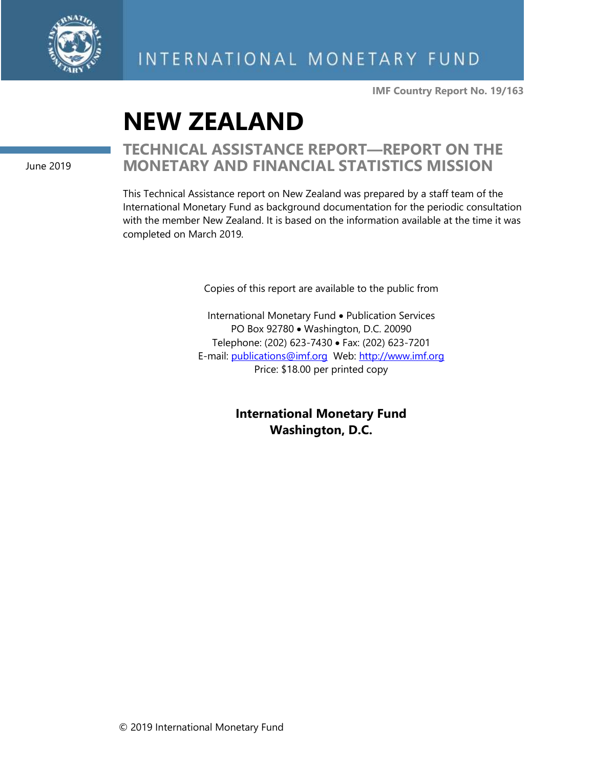INTERNATIONAL MONETARY FUND

**IMF Country Report No. 19/163**

# NEW ZEALAND

June 2019

## TECHNICAL ASSISTANCE REPORT—REPORT ON THE MONETARY AND FINANCIAL STATISTICS MISSION

This Technical Assistance report on New Zealand was prepared by a staff team of the International Monetary Fund as background documentation for the periodic consultation with the member New Zealand. It is based on the information available at the time it was completed on March 2019.

Copies of this report are available to the public from

International Monetary Fund • Publication Services
PO Box 92780 • Washington, D.C. 20090
Telephone: (202) 623-7430 • Fax: (202) 623-7201
E-mail: publications@imf.org Web: http://www.imf.org
Price: $18.00 per printed copy

**International Monetary Fund**
**Washington, D.C.**

© 2019 International Monetary Fund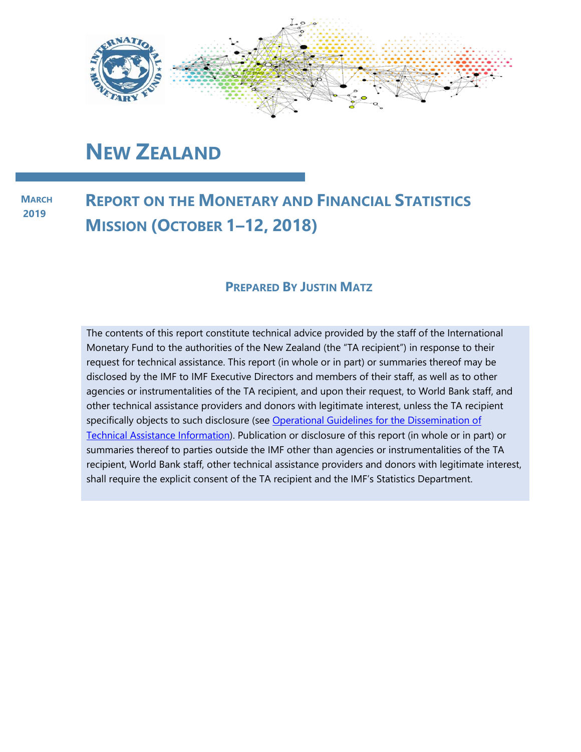# NEW ZEALAND

**MARCH 2019**

## REPORT ON THE MONETARY AND FINANCIAL STATISTICS MISSION (OCTOBER 1–12, 2018)

### PREPARED BY JUSTIN MATZ

The contents of this report constitute technical advice provided by the staff of the International Monetary Fund to the authorities of the New Zealand (the "TA recipient") in response to their request for technical assistance. This report (in whole or in part) or summaries thereof may be disclosed by the IMF to IMF Executive Directors and members of their staff, as well as to other agencies or instrumentalities of the TA recipient, and upon their request, to World Bank staff, and other technical assistance providers and donors with legitimate interest, unless the TA recipient specifically objects to such disclosure (see Operational Guidelines for the Dissemination of Technical Assistance Information). Publication or disclosure of this report (in whole or in part) or summaries thereof to parties outside the IMF other than agencies or instrumentalities of the TA recipient, World Bank staff, other technical assistance providers and donors with legitimate interest, shall require the explicit consent of the TA recipient and the IMF's Statistics Department.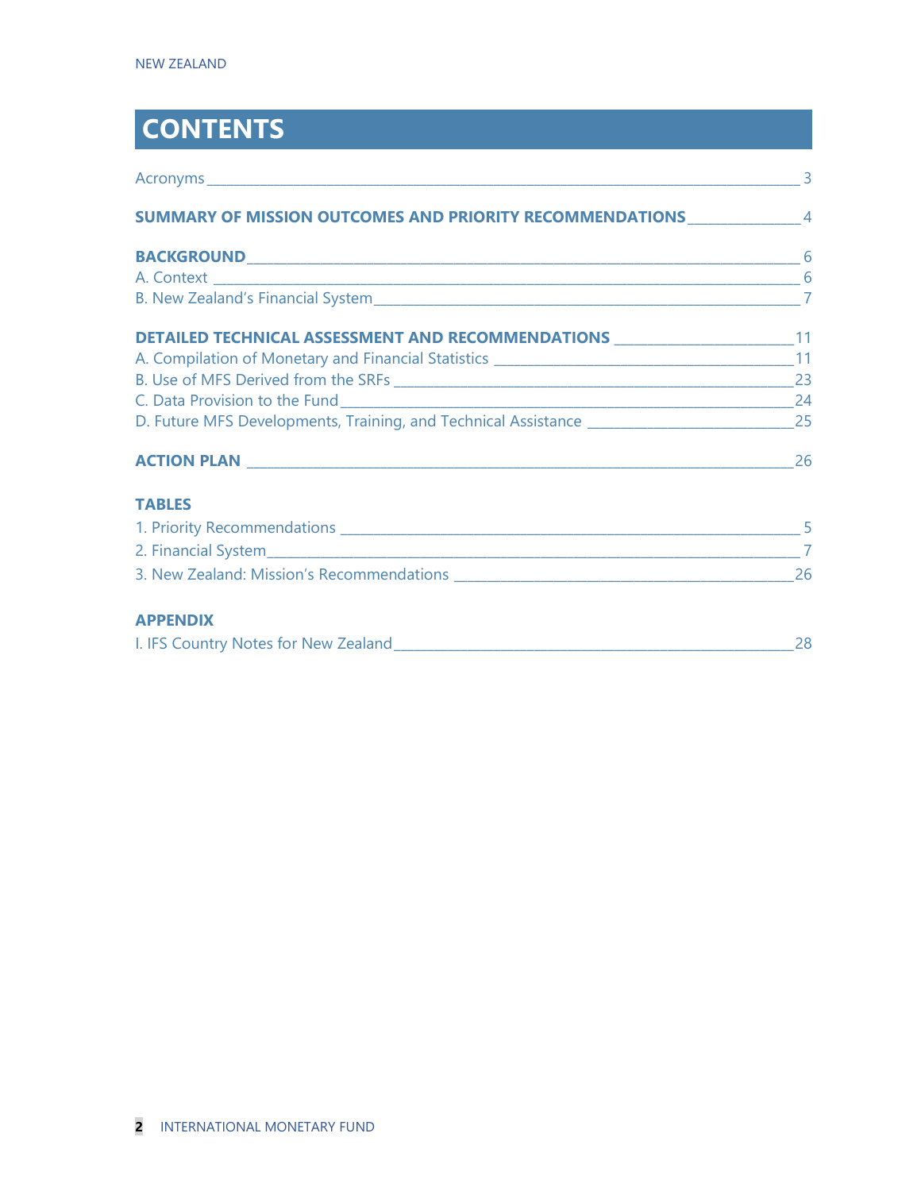# CONTENTS

Acronyms ____ 3

**SUMMARY OF MISSION OUTCOMES AND PRIORITY RECOMMENDATIONS** ____ 4

**BACKGROUND** ____ 6

A. Context ____ 6

B. New Zealand's Financial System ____ 7

**DETAILED TECHNICAL ASSESSMENT AND RECOMMENDATIONS** ____ 11

A. Compilation of Monetary and Financial Statistics ____ 11

B. Use of MFS Derived from the SRFs ____ 23

C. Data Provision to the Fund ____ 24

D. Future MFS Developments, Training, and Technical Assistance ____ 25

**ACTION PLAN** ____ 26

**TABLES**

1. Priority Recommendations ____ 5
2. Financial System ____ 7
3. New Zealand: Mission's Recommendations ____ 26

**APPENDIX**

I. IFS Country Notes for New Zealand ____ 28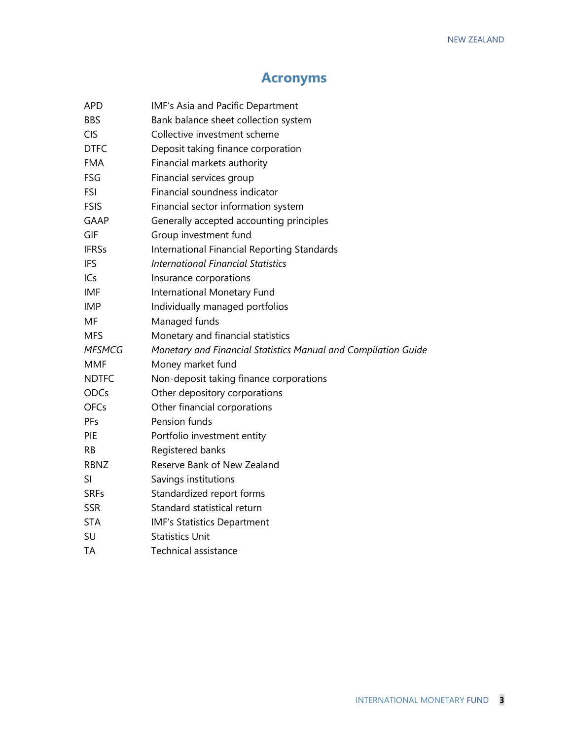# Acronyms

| | |
|---|---|
| APD | IMF's Asia and Pacific Department |
| BBS | Bank balance sheet collection system |
| CIS | Collective investment scheme |
| DTFC | Deposit taking finance corporation |
| FMA | Financial markets authority |
| FSG | Financial services group |
| FSI | Financial soundness indicator |
| FSIS | Financial sector information system |
| GAAP | Generally accepted accounting principles |
| GIF | Group investment fund |
| IFRSs | International Financial Reporting Standards |
| IFS | *International Financial Statistics* |
| ICs | Insurance corporations |
| IMF | International Monetary Fund |
| IMP | Individually managed portfolios |
| MF | Managed funds |
| MFS | Monetary and financial statistics |
| *MFSMCG* | *Monetary and Financial Statistics Manual and Compilation Guide* |
| MMF | Money market fund |
| NDTFC | Non-deposit taking finance corporations |
| ODCs | Other depository corporations |
| OFCs | Other financial corporations |
| PFs | Pension funds |
| PIE | Portfolio investment entity |
| RB | Registered banks |
| RBNZ | Reserve Bank of New Zealand |
| SI | Savings institutions |
| SRFs | Standardized report forms |
| SSR | Standard statistical return |
| STA | IMF's Statistics Department |
| SU | Statistics Unit |
| TA | Technical assistance |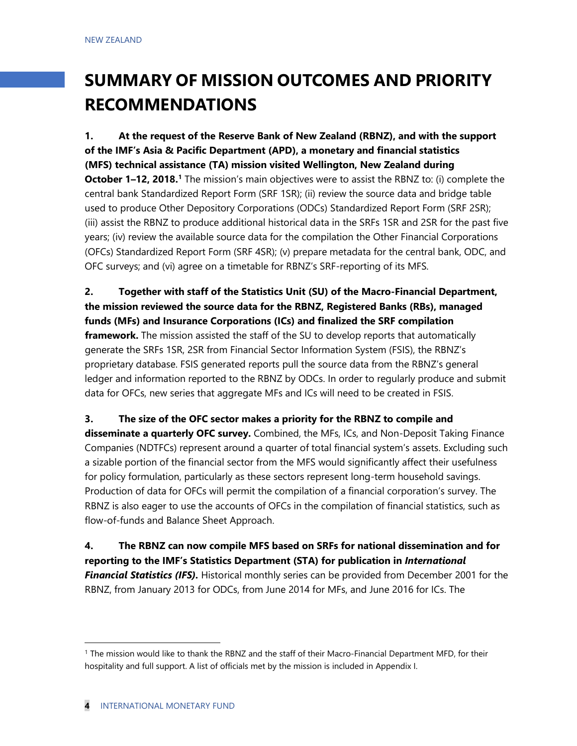# SUMMARY OF MISSION OUTCOMES AND PRIORITY RECOMMENDATIONS

**1. At the request of the Reserve Bank of New Zealand (RBNZ), and with the support of the IMF's Asia & Pacific Department (APD), a monetary and financial statistics (MFS) technical assistance (TA) mission visited Wellington, New Zealand during October 1–12, 2018.**[1] The mission's main objectives were to assist the RBNZ to: (i) complete the central bank Standardized Report Form (SRF 1SR); (ii) review the source data and bridge table used to produce Other Depository Corporations (ODCs) Standardized Report Form (SRF 2SR); (iii) assist the RBNZ to produce additional historical data in the SRFs 1SR and 2SR for the past five years; (iv) review the available source data for the compilation the Other Financial Corporations (OFCs) Standardized Report Form (SRF 4SR); (v) prepare metadata for the central bank, ODC, and OFC surveys; and (vi) agree on a timetable for RBNZ's SRF-reporting of its MFS.

**2. Together with staff of the Statistics Unit (SU) of the Macro-Financial Department, the mission reviewed the source data for the RBNZ, Registered Banks (RBs), managed funds (MFs) and Insurance Corporations (ICs) and finalized the SRF compilation framework.** The mission assisted the staff of the SU to develop reports that automatically generate the SRFs 1SR, 2SR from Financial Sector Information System (FSIS), the RBNZ's proprietary database. FSIS generated reports pull the source data from the RBNZ's general ledger and information reported to the RBNZ by ODCs. In order to regularly produce and submit data for OFCs, new series that aggregate MFs and ICs will need to be created in FSIS.

**3. The size of the OFC sector makes a priority for the RBNZ to compile and disseminate a quarterly OFC survey.** Combined, the MFs, ICs, and Non-Deposit Taking Finance Companies (NDTFCs) represent around a quarter of total financial system's assets. Excluding such a sizable portion of the financial sector from the MFS would significantly affect their usefulness for policy formulation, particularly as these sectors represent long-term household savings. Production of data for OFCs will permit the compilation of a financial corporation's survey. The RBNZ is also eager to use the accounts of OFCs in the compilation of financial statistics, such as flow-of-funds and Balance Sheet Approach.

**4. The RBNZ can now compile MFS based on SRFs for national dissemination and for reporting to the IMF's Statistics Department (STA) for publication in *International Financial Statistics (IFS)*.** Historical monthly series can be provided from December 2001 for the RBNZ, from January 2013 for ODCs, from June 2014 for MFs, and June 2016 for ICs. The

---

[1] The mission would like to thank the RBNZ and the staff of their Macro-Financial Department MFD, for their hospitality and full support. A list of officials met by the mission is included in Appendix I.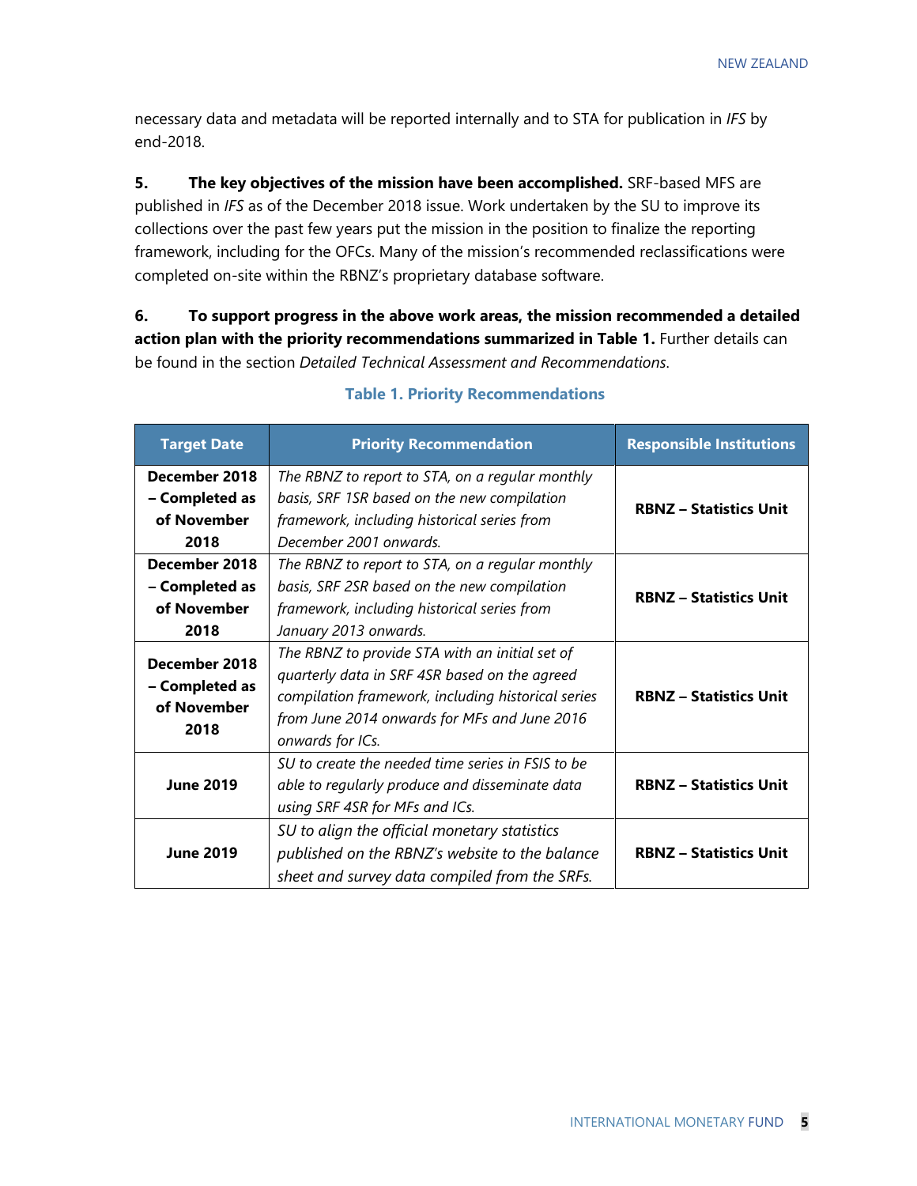necessary data and metadata will be reported internally and to STA for publication in *IFS* by end-2018.

**5. The key objectives of the mission have been accomplished.** SRF-based MFS are published in *IFS* as of the December 2018 issue. Work undertaken by the SU to improve its collections over the past few years put the mission in the position to finalize the reporting framework, including for the OFCs. Many of the mission's recommended reclassifications were completed on-site within the RBNZ's proprietary database software.

**6. To support progress in the above work areas, the mission recommended a detailed action plan with the priority recommendations summarized in Table 1.** Further details can be found in the section *Detailed Technical Assessment and Recommendations*.

**Table 1. Priority Recommendations**

| Target Date | Priority Recommendation | Responsible Institutions |
|---|---|---|
| **December 2018 – Completed as of November 2018** | *The RBNZ to report to STA, on a regular monthly basis, SRF 1SR based on the new compilation framework, including historical series from December 2001 onwards.* | **RBNZ – Statistics Unit** |
| **December 2018 – Completed as of November 2018** | *The RBNZ to report to STA, on a regular monthly basis, SRF 2SR based on the new compilation framework, including historical series from January 2013 onwards.* | **RBNZ – Statistics Unit** |
| **December 2018 – Completed as of November 2018** | *The RBNZ to provide STA with an initial set of quarterly data in SRF 4SR based on the agreed compilation framework, including historical series from June 2014 onwards for MFs and June 2016 onwards for ICs.* | **RBNZ – Statistics Unit** |
| **June 2019** | *SU to create the needed time series in FSIS to be able to regularly produce and disseminate data using SRF 4SR for MFs and ICs.* | **RBNZ – Statistics Unit** |
| **June 2019** | *SU to align the official monetary statistics published on the RBNZ's website to the balance sheet and survey data compiled from the SRFs.* | **RBNZ – Statistics Unit** |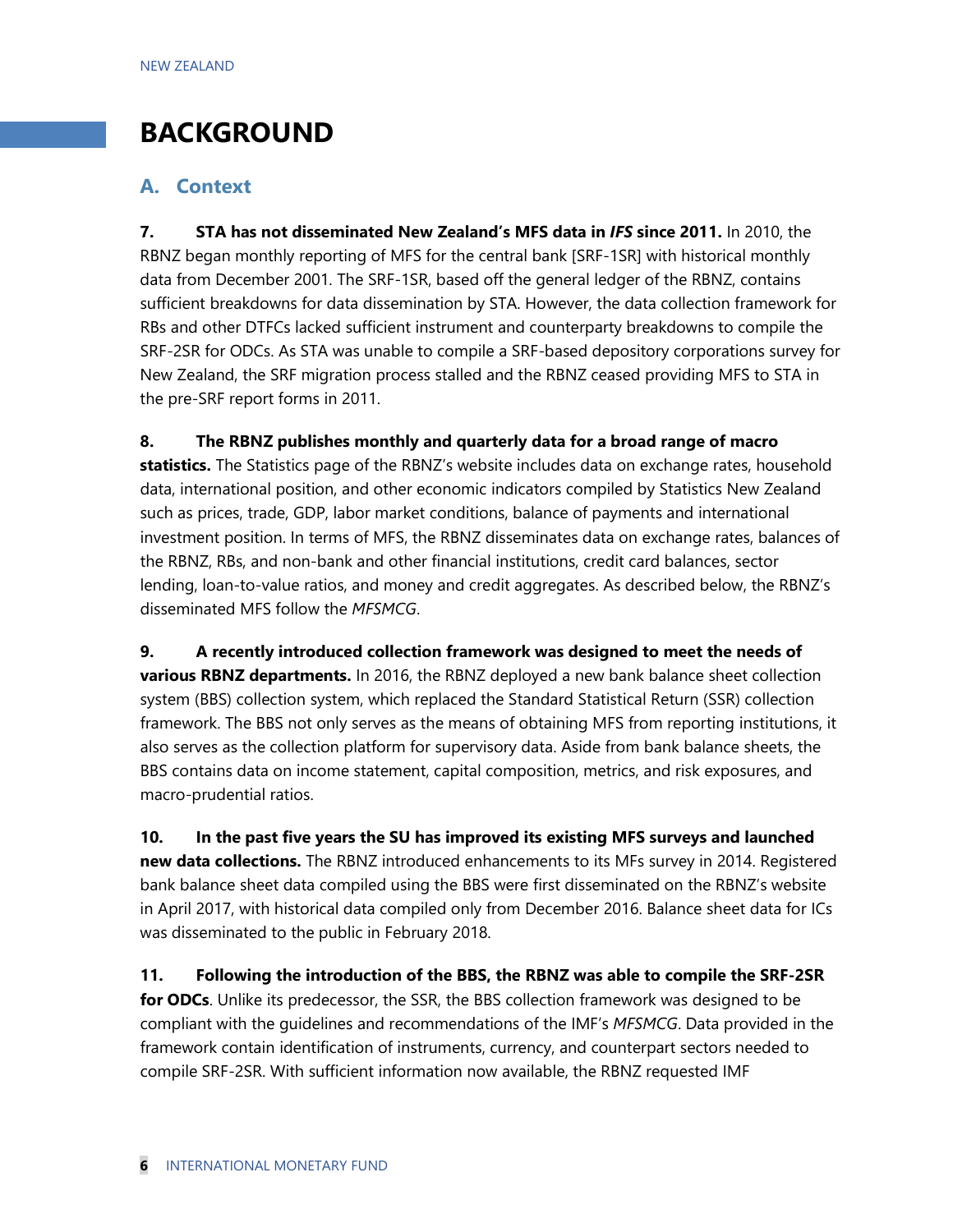# BACKGROUND

## A. Context

**7. STA has not disseminated New Zealand's MFS data in *IFS* since 2011.** In 2010, the RBNZ began monthly reporting of MFS for the central bank [SRF-1SR] with historical monthly data from December 2001. The SRF-1SR, based off the general ledger of the RBNZ, contains sufficient breakdowns for data dissemination by STA. However, the data collection framework for RBs and other DTFCs lacked sufficient instrument and counterparty breakdowns to compile the SRF-2SR for ODCs. As STA was unable to compile a SRF-based depository corporations survey for New Zealand, the SRF migration process stalled and the RBNZ ceased providing MFS to STA in the pre-SRF report forms in 2011.

**8. The RBNZ publishes monthly and quarterly data for a broad range of macro statistics.** The Statistics page of the RBNZ's website includes data on exchange rates, household data, international position, and other economic indicators compiled by Statistics New Zealand such as prices, trade, GDP, labor market conditions, balance of payments and international investment position. In terms of MFS, the RBNZ disseminates data on exchange rates, balances of the RBNZ, RBs, and non-bank and other financial institutions, credit card balances, sector lending, loan-to-value ratios, and money and credit aggregates. As described below, the RBNZ's disseminated MFS follow the *MFSMCG*.

**9. A recently introduced collection framework was designed to meet the needs of various RBNZ departments.** In 2016, the RBNZ deployed a new bank balance sheet collection system (BBS) collection system, which replaced the Standard Statistical Return (SSR) collection framework. The BBS not only serves as the means of obtaining MFS from reporting institutions, it also serves as the collection platform for supervisory data. Aside from bank balance sheets, the BBS contains data on income statement, capital composition, metrics, and risk exposures, and macro-prudential ratios.

**10. In the past five years the SU has improved its existing MFS surveys and launched new data collections.** The RBNZ introduced enhancements to its MFs survey in 2014. Registered bank balance sheet data compiled using the BBS were first disseminated on the RBNZ's website in April 2017, with historical data compiled only from December 2016. Balance sheet data for ICs was disseminated to the public in February 2018.

**11. Following the introduction of the BBS, the RBNZ was able to compile the SRF-2SR for ODCs**. Unlike its predecessor, the SSR, the BBS collection framework was designed to be compliant with the guidelines and recommendations of the IMF's *MFSMCG*. Data provided in the framework contain identification of instruments, currency, and counterpart sectors needed to compile SRF-2SR. With sufficient information now available, the RBNZ requested IMF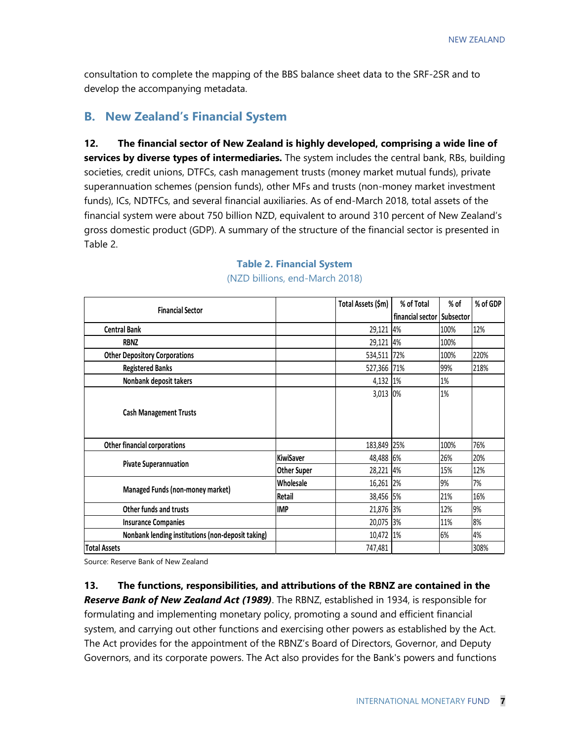consultation to complete the mapping of the BBS balance sheet data to the SRF-2SR and to develop the accompanying metadata.

## B. New Zealand's Financial System

**12. The financial sector of New Zealand is highly developed, comprising a wide line of services by diverse types of intermediaries.** The system includes the central bank, RBs, building societies, credit unions, DTFCs, cash management trusts (money market mutual funds), private superannuation schemes (pension funds), other MFs and trusts (non-money market investment funds), ICs, NDTFCs, and several financial auxiliaries. As of end-March 2018, total assets of the financial system were about 750 billion NZD, equivalent to around 310 percent of New Zealand's gross domestic product (GDP). A summary of the structure of the financial sector is presented in Table 2.

**Table 2. Financial System**

(NZD billions, end-March 2018)

| Financial Sector | | Total Assets ($m) | % of Total financial sector | % of Subsector | % of GDP |
|---|---|---|---|---|---|
| Central Bank | | 29,121 | 4% | 100% | 12% |
| RBNZ | | 29,121 | 4% | 100% | |
| Other Depository Corporations | | 534,511 | 72% | 100% | 220% |
| Registered Banks | | 527,366 | 71% | 99% | 218% |
| Nonbank deposit takers | | 4,132 | 1% | 1% | |
| Cash Management Trusts | | 3,013 | 0% | 1% | |
| Other financial corporations | | 183,849 | 25% | 100% | 76% |
| Pivate Superannuation | KiwiSaver | 48,488 | 6% | 26% | 20% |
| | Other Super | 28,221 | 4% | 15% | 12% |
| Managed Funds (non-money market) | Wholesale | 16,261 | 2% | 9% | 7% |
| | Retail | 38,456 | 5% | 21% | 16% |
| Other funds and trusts | IMP | 21,876 | 3% | 12% | 9% |
| Insurance Companies | | 20,075 | 3% | 11% | 8% |
| Nonbank lending institutions (non-deposit taking) | | 10,472 | 1% | 6% | 4% |
| Total Assets | | 747,481 | | | 308% |

Source: Reserve Bank of New Zealand

**13. The functions, responsibilities, and attributions of the RBNZ are contained in the *Reserve Bank of New Zealand Act (1989)*.** The RBNZ, established in 1934, is responsible for formulating and implementing monetary policy, promoting a sound and efficient financial system, and carrying out other functions and exercising other powers as established by the Act. The Act provides for the appointment of the RBNZ's Board of Directors, Governor, and Deputy Governors, and its corporate powers. The Act also provides for the Bank's powers and functions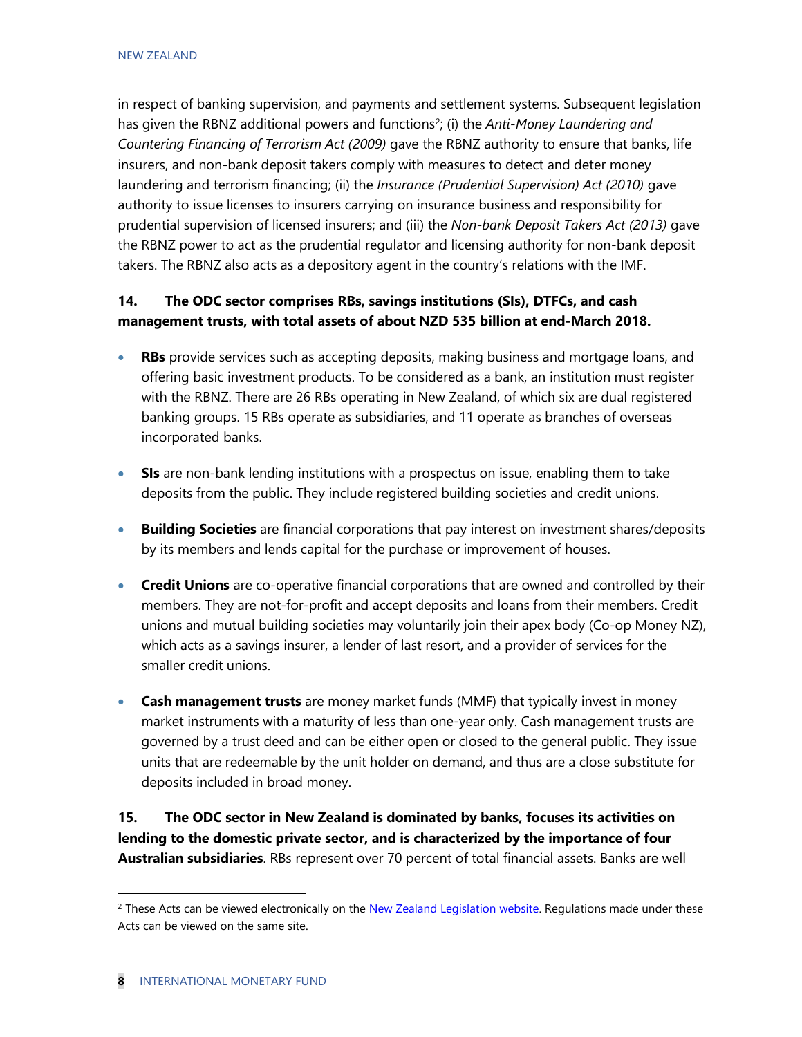in respect of banking supervision, and payments and settlement systems. Subsequent legislation has given the RBNZ additional powers and functions[2]; (i) the *Anti-Money Laundering and Countering Financing of Terrorism Act (2009)* gave the RBNZ authority to ensure that banks, life insurers, and non-bank deposit takers comply with measures to detect and deter money laundering and terrorism financing; (ii) the *Insurance (Prudential Supervision) Act (2010)* gave authority to issue licenses to insurers carrying on insurance business and responsibility for prudential supervision of licensed insurers; and (iii) the *Non-bank Deposit Takers Act (2013)* gave the RBNZ power to act as the prudential regulator and licensing authority for non-bank deposit takers. The RBNZ also acts as a depository agent in the country's relations with the IMF.

**14. The ODC sector comprises RBs, savings institutions (SIs), DTFCs, and cash management trusts, with total assets of about NZD 535 billion at end-March 2018.**

- **RBs** provide services such as accepting deposits, making business and mortgage loans, and offering basic investment products. To be considered as a bank, an institution must register with the RBNZ. There are 26 RBs operating in New Zealand, of which six are dual registered banking groups. 15 RBs operate as subsidiaries, and 11 operate as branches of overseas incorporated banks.

- **SIs** are non-bank lending institutions with a prospectus on issue, enabling them to take deposits from the public. They include registered building societies and credit unions.

- **Building Societies** are financial corporations that pay interest on investment shares/deposits by its members and lends capital for the purchase or improvement of houses.

- **Credit Unions** are co-operative financial corporations that are owned and controlled by their members. They are not-for-profit and accept deposits and loans from their members. Credit unions and mutual building societies may voluntarily join their apex body (Co-op Money NZ), which acts as a savings insurer, a lender of last resort, and a provider of services for the smaller credit unions.

- **Cash management trusts** are money market funds (MMF) that typically invest in money market instruments with a maturity of less than one-year only. Cash management trusts are governed by a trust deed and can be either open or closed to the general public. They issue units that are redeemable by the unit holder on demand, and thus are a close substitute for deposits included in broad money.

**15. The ODC sector in New Zealand is dominated by banks, focuses its activities on lending to the domestic private sector, and is characterized by the importance of four Australian subsidiaries**. RBs represent over 70 percent of total financial assets. Banks are well

[2] These Acts can be viewed electronically on the New Zealand Legislation website. Regulations made under these Acts can be viewed on the same site.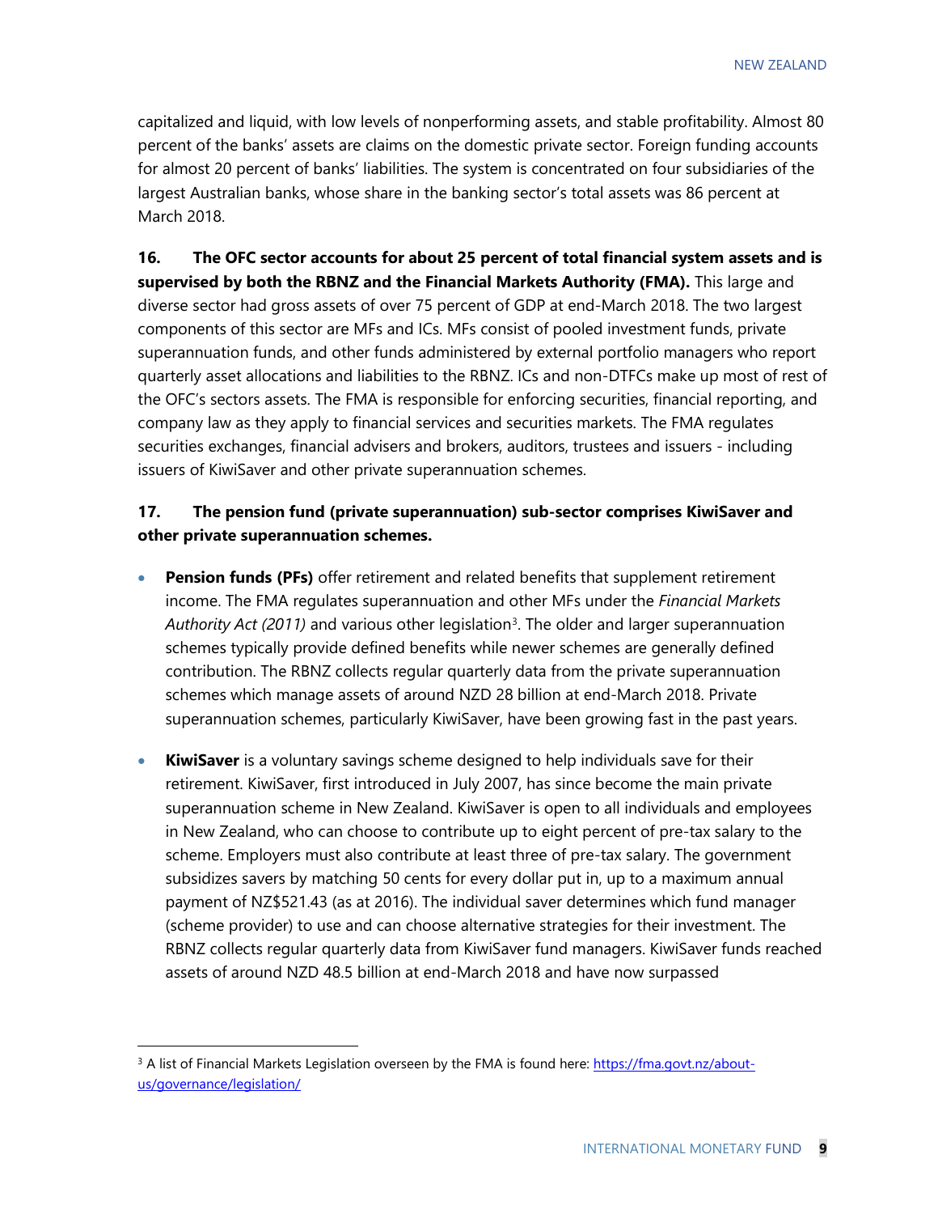capitalized and liquid, with low levels of nonperforming assets, and stable profitability. Almost 80 percent of the banks' assets are claims on the domestic private sector. Foreign funding accounts for almost 20 percent of banks' liabilities. The system is concentrated on four subsidiaries of the largest Australian banks, whose share in the banking sector's total assets was 86 percent at March 2018.

**16. The OFC sector accounts for about 25 percent of total financial system assets and is supervised by both the RBNZ and the Financial Markets Authority (FMA).** This large and diverse sector had gross assets of over 75 percent of GDP at end-March 2018. The two largest components of this sector are MFs and ICs. MFs consist of pooled investment funds, private superannuation funds, and other funds administered by external portfolio managers who report quarterly asset allocations and liabilities to the RBNZ. ICs and non-DTFCs make up most of rest of the OFC's sectors assets. The FMA is responsible for enforcing securities, financial reporting, and company law as they apply to financial services and securities markets. The FMA regulates securities exchanges, financial advisers and brokers, auditors, trustees and issuers - including issuers of KiwiSaver and other private superannuation schemes.

**17. The pension fund (private superannuation) sub-sector comprises KiwiSaver and other private superannuation schemes.**

- **Pension funds (PFs)** offer retirement and related benefits that supplement retirement income. The FMA regulates superannuation and other MFs under the *Financial Markets Authority Act (2011)* and various other legislation[3]. The older and larger superannuation schemes typically provide defined benefits while newer schemes are generally defined contribution. The RBNZ collects regular quarterly data from the private superannuation schemes which manage assets of around NZD 28 billion at end-March 2018. Private superannuation schemes, particularly KiwiSaver, have been growing fast in the past years.

- **KiwiSaver** is a voluntary savings scheme designed to help individuals save for their retirement. KiwiSaver, first introduced in July 2007, has since become the main private superannuation scheme in New Zealand. KiwiSaver is open to all individuals and employees in New Zealand, who can choose to contribute up to eight percent of pre-tax salary to the scheme. Employers must also contribute at least three of pre-tax salary. The government subsidizes savers by matching 50 cents for every dollar put in, up to a maximum annual payment of NZ$521.43 (as at 2016). The individual saver determines which fund manager (scheme provider) to use and can choose alternative strategies for their investment. The RBNZ collects regular quarterly data from KiwiSaver fund managers. KiwiSaver funds reached assets of around NZD 48.5 billion at end-March 2018 and have now surpassed

[3] A list of Financial Markets Legislation overseen by the FMA is found here: https://fma.govt.nz/about-us/governance/legislation/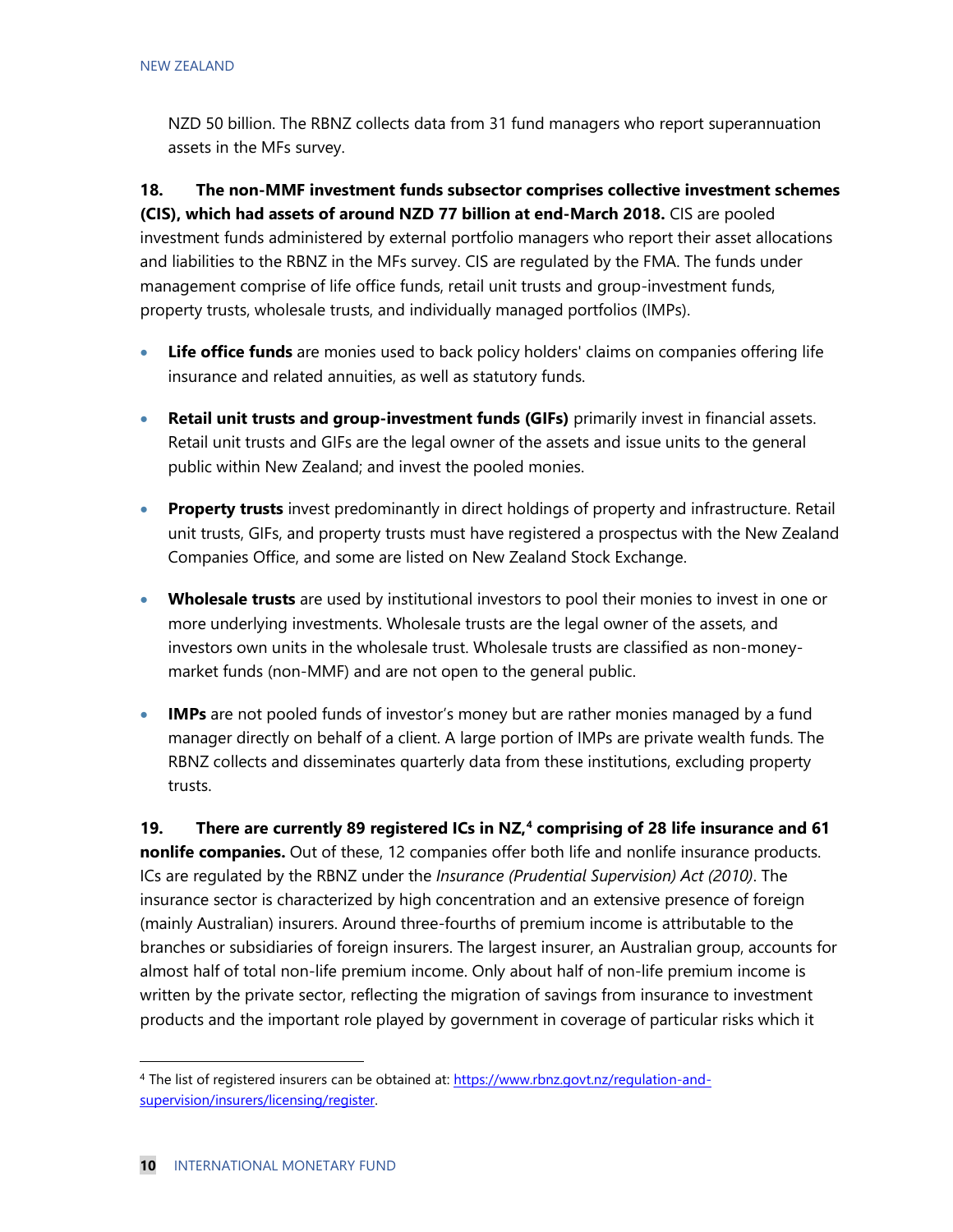NZD 50 billion. The RBNZ collects data from 31 fund managers who report superannuation assets in the MFs survey.

**18. The non-MMF investment funds subsector comprises collective investment schemes (CIS), which had assets of around NZD 77 billion at end-March 2018.** CIS are pooled investment funds administered by external portfolio managers who report their asset allocations and liabilities to the RBNZ in the MFs survey. CIS are regulated by the FMA. The funds under management comprise of life office funds, retail unit trusts and group-investment funds, property trusts, wholesale trusts, and individually managed portfolios (IMPs).

- **Life office funds** are monies used to back policy holders' claims on companies offering life insurance and related annuities, as well as statutory funds.
- **Retail unit trusts and group-investment funds (GIFs)** primarily invest in financial assets. Retail unit trusts and GIFs are the legal owner of the assets and issue units to the general public within New Zealand; and invest the pooled monies.
- **Property trusts** invest predominantly in direct holdings of property and infrastructure. Retail unit trusts, GIFs, and property trusts must have registered a prospectus with the New Zealand Companies Office, and some are listed on New Zealand Stock Exchange.
- **Wholesale trusts** are used by institutional investors to pool their monies to invest in one or more underlying investments. Wholesale trusts are the legal owner of the assets, and investors own units in the wholesale trust. Wholesale trusts are classified as non-money-market funds (non-MMF) and are not open to the general public.
- **IMPs** are not pooled funds of investor's money but are rather monies managed by a fund manager directly on behalf of a client. A large portion of IMPs are private wealth funds. The RBNZ collects and disseminates quarterly data from these institutions, excluding property trusts.

**19. There are currently 89 registered ICs in NZ,[4] comprising of 28 life insurance and 61 nonlife companies.** Out of these, 12 companies offer both life and nonlife insurance products. ICs are regulated by the RBNZ under the *Insurance (Prudential Supervision) Act (2010)*. The insurance sector is characterized by high concentration and an extensive presence of foreign (mainly Australian) insurers. Around three-fourths of premium income is attributable to the branches or subsidiaries of foreign insurers. The largest insurer, an Australian group, accounts for almost half of total non-life premium income. Only about half of non-life premium income is written by the private sector, reflecting the migration of savings from insurance to investment products and the important role played by government in coverage of particular risks which it

[4] The list of registered insurers can be obtained at: https://www.rbnz.govt.nz/regulation-and-supervision/insurers/licensing/register.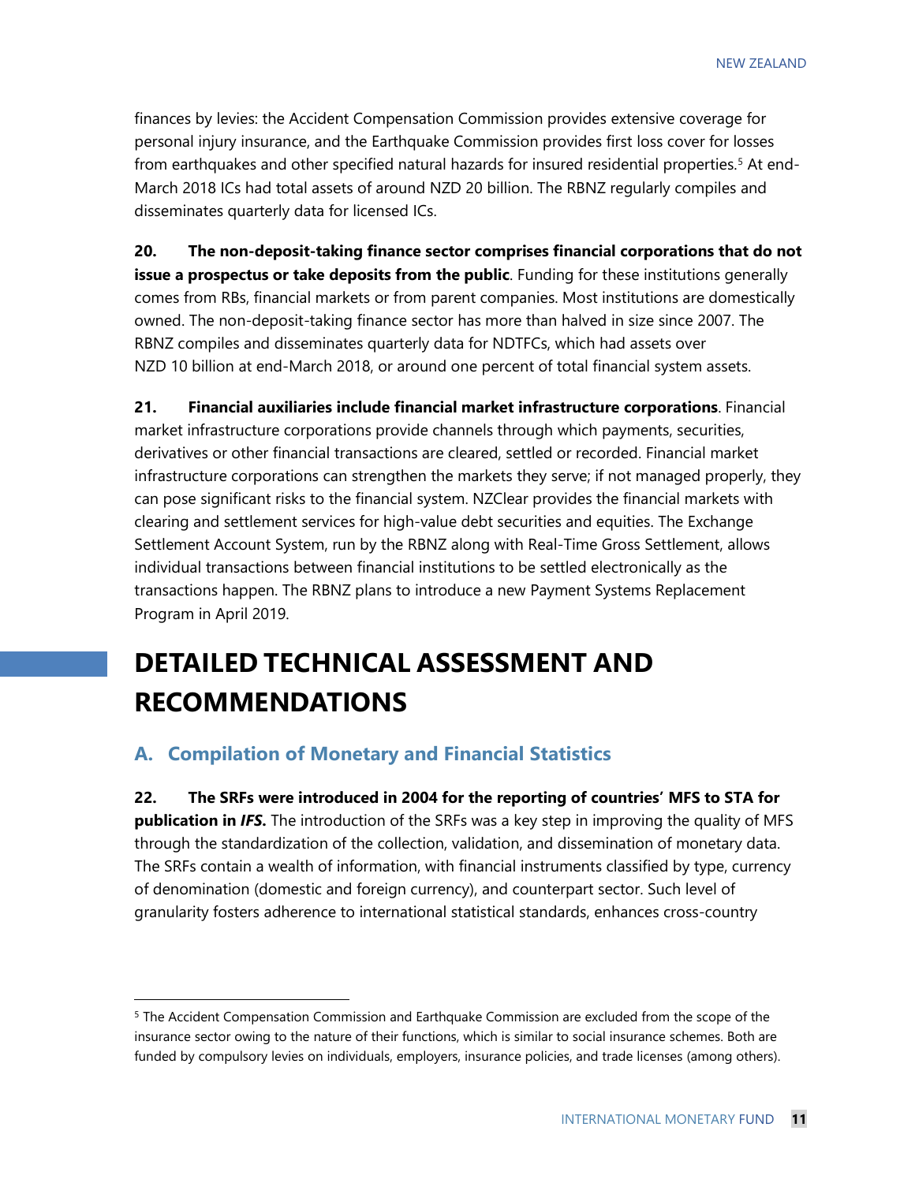finances by levies: the Accident Compensation Commission provides extensive coverage for personal injury insurance, and the Earthquake Commission provides first loss cover for losses from earthquakes and other specified natural hazards for insured residential properties.[5] At end-March 2018 ICs had total assets of around NZD 20 billion. The RBNZ regularly compiles and disseminates quarterly data for licensed ICs.

**20. The non-deposit-taking finance sector comprises financial corporations that do not issue a prospectus or take deposits from the public**. Funding for these institutions generally comes from RBs, financial markets or from parent companies. Most institutions are domestically owned. The non-deposit-taking finance sector has more than halved in size since 2007. The RBNZ compiles and disseminates quarterly data for NDTFCs, which had assets over NZD 10 billion at end-March 2018, or around one percent of total financial system assets.

**21. Financial auxiliaries include financial market infrastructure corporations**. Financial market infrastructure corporations provide channels through which payments, securities, derivatives or other financial transactions are cleared, settled or recorded. Financial market infrastructure corporations can strengthen the markets they serve; if not managed properly, they can pose significant risks to the financial system. NZClear provides the financial markets with clearing and settlement services for high-value debt securities and equities. The Exchange Settlement Account System, run by the RBNZ along with Real-Time Gross Settlement, allows individual transactions between financial institutions to be settled electronically as the transactions happen. The RBNZ plans to introduce a new Payment Systems Replacement Program in April 2019.

# DETAILED TECHNICAL ASSESSMENT AND RECOMMENDATIONS

## A. Compilation of Monetary and Financial Statistics

**22. The SRFs were introduced in 2004 for the reporting of countries' MFS to STA for publication in *IFS*.** The introduction of the SRFs was a key step in improving the quality of MFS through the standardization of the collection, validation, and dissemination of monetary data. The SRFs contain a wealth of information, with financial instruments classified by type, currency of denomination (domestic and foreign currency), and counterpart sector. Such level of granularity fosters adherence to international statistical standards, enhances cross-country

---

[5] The Accident Compensation Commission and Earthquake Commission are excluded from the scope of the insurance sector owing to the nature of their functions, which is similar to social insurance schemes. Both are funded by compulsory levies on individuals, employers, insurance policies, and trade licenses (among others).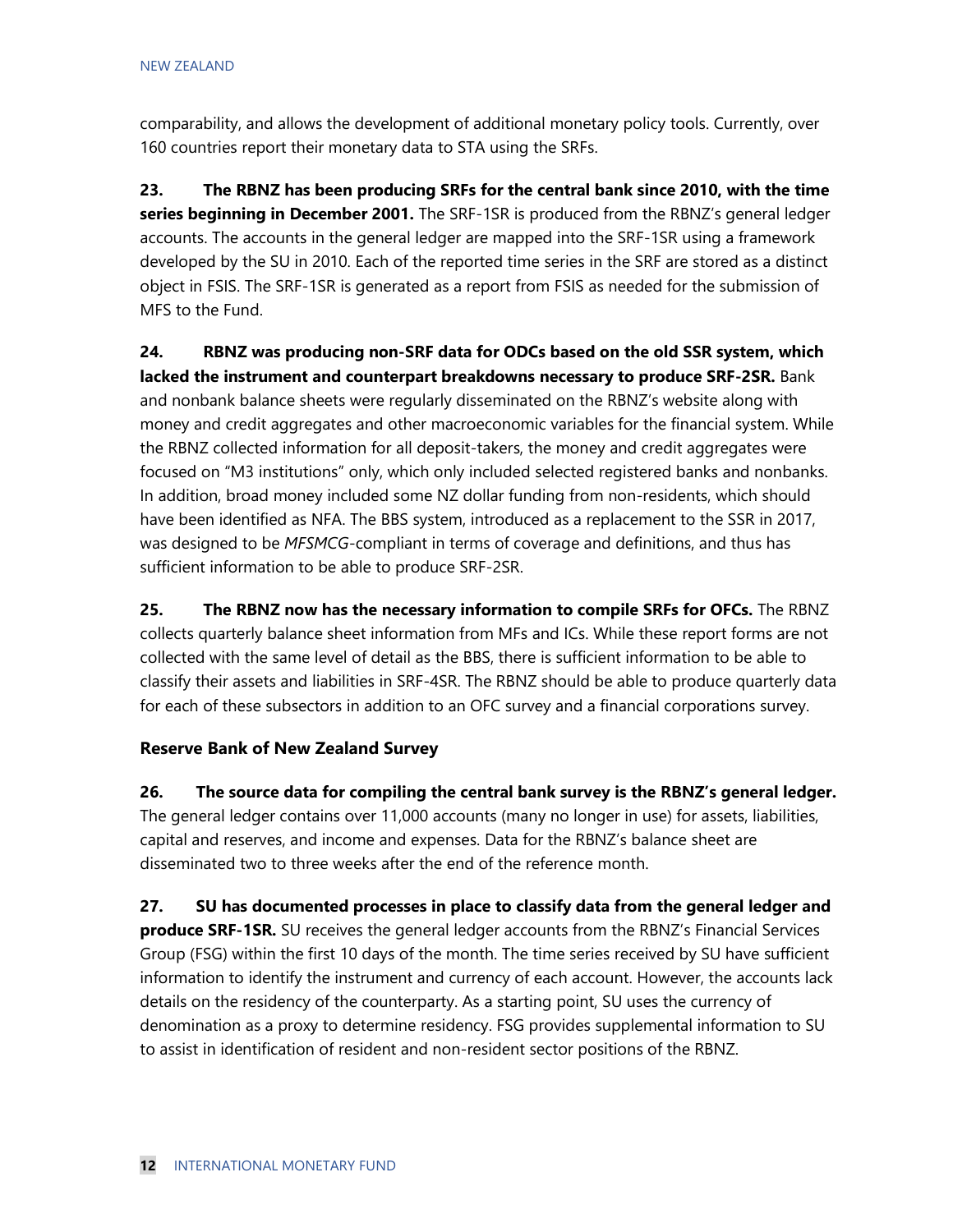comparability, and allows the development of additional monetary policy tools. Currently, over 160 countries report their monetary data to STA using the SRFs.

**23. The RBNZ has been producing SRFs for the central bank since 2010, with the time series beginning in December 2001.** The SRF-1SR is produced from the RBNZ's general ledger accounts. The accounts in the general ledger are mapped into the SRF-1SR using a framework developed by the SU in 2010. Each of the reported time series in the SRF are stored as a distinct object in FSIS. The SRF-1SR is generated as a report from FSIS as needed for the submission of MFS to the Fund.

**24. RBNZ was producing non-SRF data for ODCs based on the old SSR system, which lacked the instrument and counterpart breakdowns necessary to produce SRF-2SR.** Bank and nonbank balance sheets were regularly disseminated on the RBNZ's website along with money and credit aggregates and other macroeconomic variables for the financial system. While the RBNZ collected information for all deposit-takers, the money and credit aggregates were focused on "M3 institutions" only, which only included selected registered banks and nonbanks. In addition, broad money included some NZ dollar funding from non-residents, which should have been identified as NFA. The BBS system, introduced as a replacement to the SSR in 2017, was designed to be *MFSMCG*-compliant in terms of coverage and definitions, and thus has sufficient information to be able to produce SRF-2SR.

**25. The RBNZ now has the necessary information to compile SRFs for OFCs.** The RBNZ collects quarterly balance sheet information from MFs and ICs. While these report forms are not collected with the same level of detail as the BBS, there is sufficient information to be able to classify their assets and liabilities in SRF-4SR. The RBNZ should be able to produce quarterly data for each of these subsectors in addition to an OFC survey and a financial corporations survey.

### Reserve Bank of New Zealand Survey

**26. The source data for compiling the central bank survey is the RBNZ's general ledger.** The general ledger contains over 11,000 accounts (many no longer in use) for assets, liabilities, capital and reserves, and income and expenses. Data for the RBNZ's balance sheet are disseminated two to three weeks after the end of the reference month.

**27. SU has documented processes in place to classify data from the general ledger and produce SRF-1SR.** SU receives the general ledger accounts from the RBNZ's Financial Services Group (FSG) within the first 10 days of the month. The time series received by SU have sufficient information to identify the instrument and currency of each account. However, the accounts lack details on the residency of the counterparty. As a starting point, SU uses the currency of denomination as a proxy to determine residency. FSG provides supplemental information to SU to assist in identification of resident and non-resident sector positions of the RBNZ.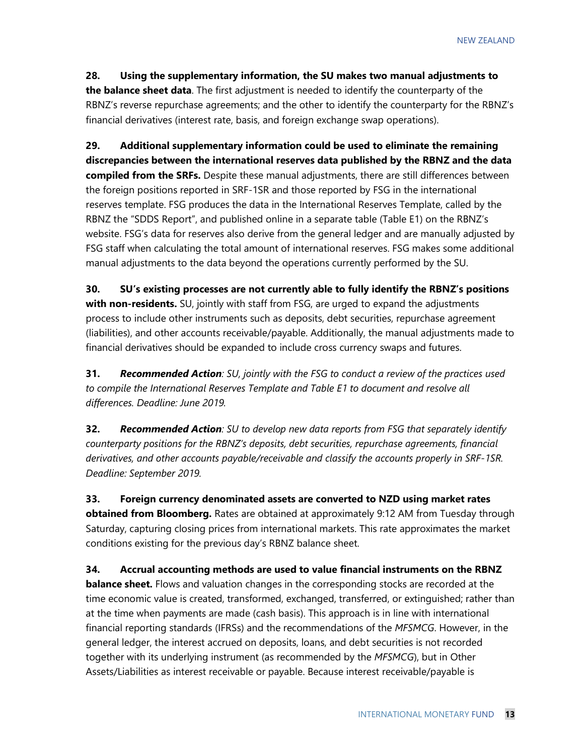**28. Using the supplementary information, the SU makes two manual adjustments to the balance sheet data**. The first adjustment is needed to identify the counterparty of the RBNZ's reverse repurchase agreements; and the other to identify the counterparty for the RBNZ's financial derivatives (interest rate, basis, and foreign exchange swap operations).

**29. Additional supplementary information could be used to eliminate the remaining discrepancies between the international reserves data published by the RBNZ and the data compiled from the SRFs.** Despite these manual adjustments, there are still differences between the foreign positions reported in SRF-1SR and those reported by FSG in the international reserves template. FSG produces the data in the International Reserves Template, called by the RBNZ the "SDDS Report", and published online in a separate table (Table E1) on the RBNZ's website. FSG's data for reserves also derive from the general ledger and are manually adjusted by FSG staff when calculating the total amount of international reserves. FSG makes some additional manual adjustments to the data beyond the operations currently performed by the SU.

**30. SU's existing processes are not currently able to fully identify the RBNZ's positions with non-residents.** SU, jointly with staff from FSG, are urged to expand the adjustments process to include other instruments such as deposits, debt securities, repurchase agreement (liabilities), and other accounts receivable/payable. Additionally, the manual adjustments made to financial derivatives should be expanded to include cross currency swaps and futures.

**31.** ***Recommended Action****: SU, jointly with the FSG to conduct a review of the practices used to compile the International Reserves Template and Table E1 to document and resolve all differences. Deadline: June 2019.*

**32.** ***Recommended Action****: SU to develop new data reports from FSG that separately identify counterparty positions for the RBNZ's deposits, debt securities, repurchase agreements, financial derivatives, and other accounts payable/receivable and classify the accounts properly in SRF-1SR. Deadline: September 2019.*

**33. Foreign currency denominated assets are converted to NZD using market rates obtained from Bloomberg.** Rates are obtained at approximately 9:12 AM from Tuesday through Saturday, capturing closing prices from international markets. This rate approximates the market conditions existing for the previous day's RBNZ balance sheet.

**34. Accrual accounting methods are used to value financial instruments on the RBNZ balance sheet.** Flows and valuation changes in the corresponding stocks are recorded at the time economic value is created, transformed, exchanged, transferred, or extinguished; rather than at the time when payments are made (cash basis). This approach is in line with international financial reporting standards (IFRSs) and the recommendations of the *MFSMCG*. However, in the general ledger, the interest accrued on deposits, loans, and debt securities is not recorded together with its underlying instrument (as recommended by the *MFSMCG*), but in Other Assets/Liabilities as interest receivable or payable. Because interest receivable/payable is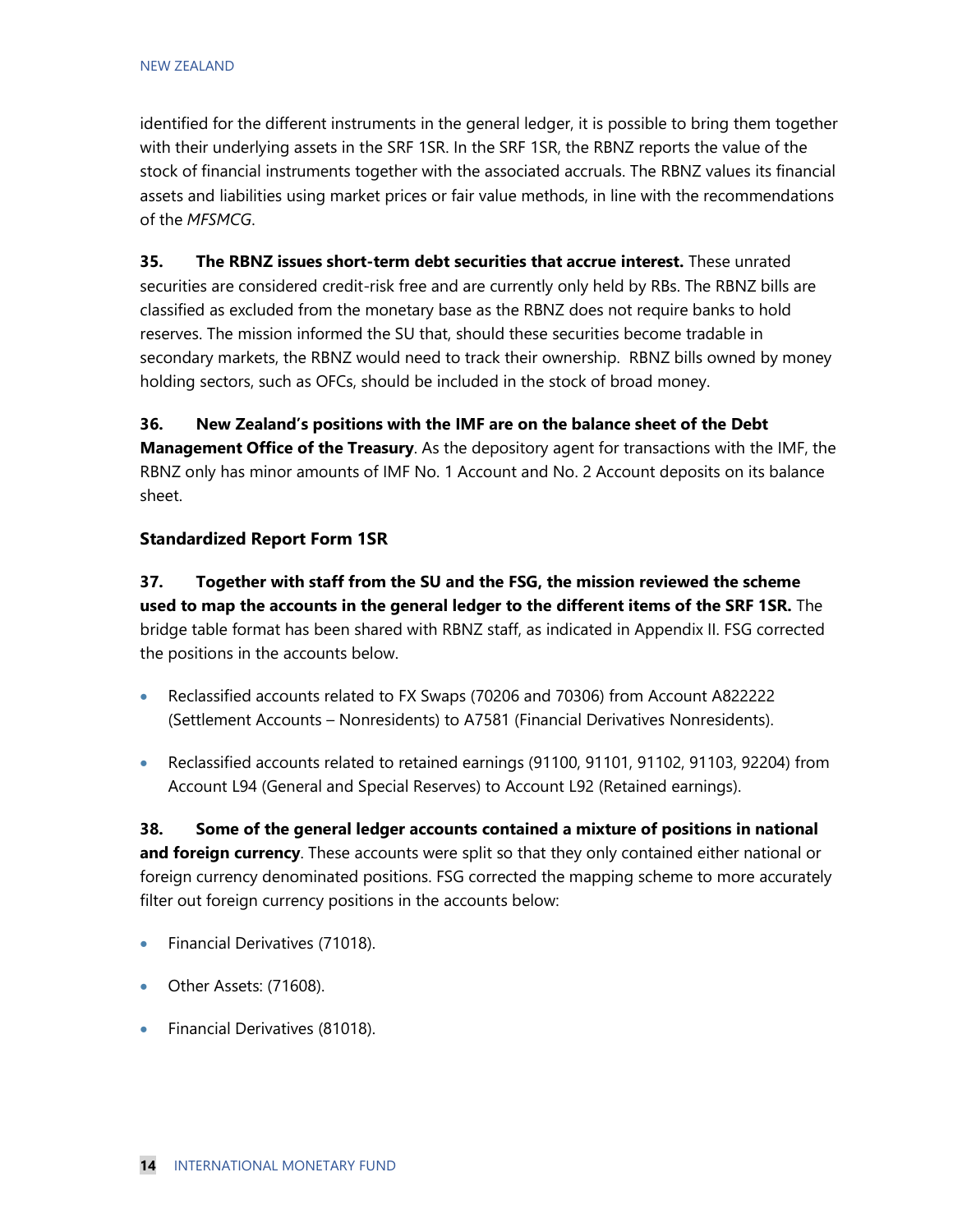identified for the different instruments in the general ledger, it is possible to bring them together with their underlying assets in the SRF 1SR. In the SRF 1SR, the RBNZ reports the value of the stock of financial instruments together with the associated accruals. The RBNZ values its financial assets and liabilities using market prices or fair value methods, in line with the recommendations of the *MFSMCG*.

**35. The RBNZ issues short-term debt securities that accrue interest.** These unrated securities are considered credit-risk free and are currently only held by RBs. The RBNZ bills are classified as excluded from the monetary base as the RBNZ does not require banks to hold reserves. The mission informed the SU that, should these securities become tradable in secondary markets, the RBNZ would need to track their ownership. RBNZ bills owned by money holding sectors, such as OFCs, should be included in the stock of broad money.

**36. New Zealand's positions with the IMF are on the balance sheet of the Debt Management Office of the Treasury**. As the depository agent for transactions with the IMF, the RBNZ only has minor amounts of IMF No. 1 Account and No. 2 Account deposits on its balance sheet.

### Standardized Report Form 1SR

**37. Together with staff from the SU and the FSG, the mission reviewed the scheme used to map the accounts in the general ledger to the different items of the SRF 1SR.** The bridge table format has been shared with RBNZ staff, as indicated in Appendix II. FSG corrected the positions in the accounts below.

- Reclassified accounts related to FX Swaps (70206 and 70306) from Account A822222 (Settlement Accounts – Nonresidents) to A7581 (Financial Derivatives Nonresidents).
- Reclassified accounts related to retained earnings (91100, 91101, 91102, 91103, 92204) from Account L94 (General and Special Reserves) to Account L92 (Retained earnings).

**38. Some of the general ledger accounts contained a mixture of positions in national and foreign currency**. These accounts were split so that they only contained either national or foreign currency denominated positions. FSG corrected the mapping scheme to more accurately filter out foreign currency positions in the accounts below:

- Financial Derivatives (71018).
- Other Assets: (71608).
- Financial Derivatives (81018).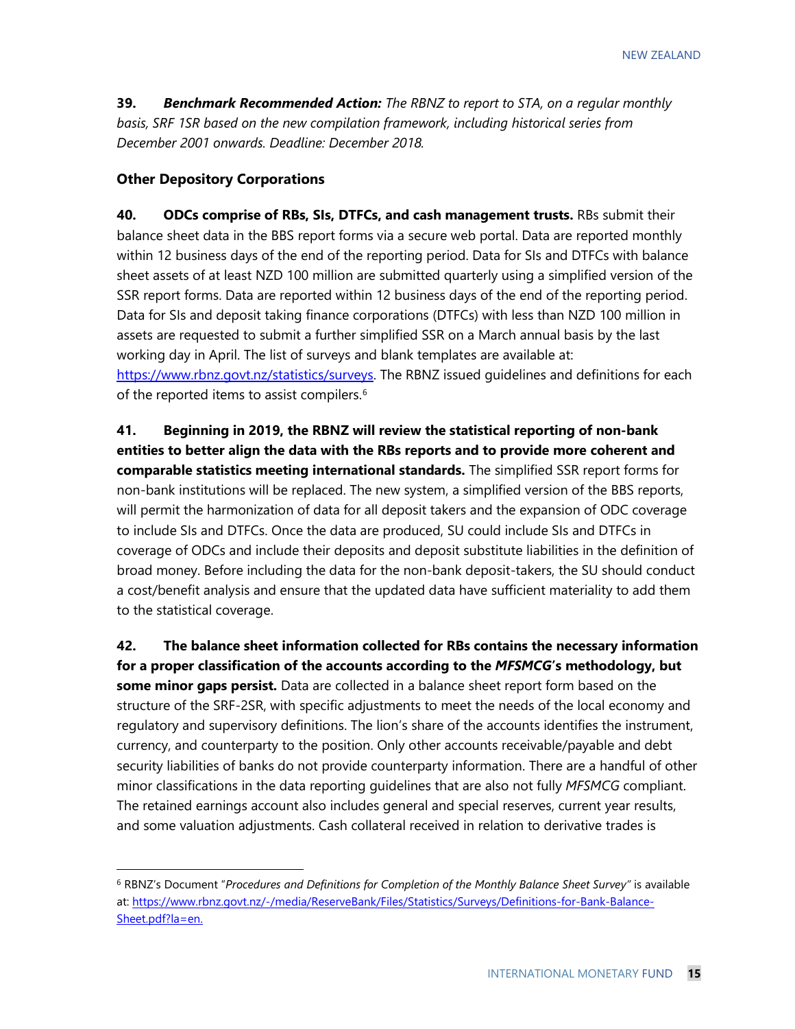**39.** ***Benchmark Recommended Action:*** *The RBNZ to report to STA, on a regular monthly basis, SRF 1SR based on the new compilation framework, including historical series from December 2001 onwards. Deadline: December 2018.*

### Other Depository Corporations

**40. ODCs comprise of RBs, SIs, DTFCs, and cash management trusts.** RBs submit their balance sheet data in the BBS report forms via a secure web portal. Data are reported monthly within 12 business days of the end of the reporting period. Data for SIs and DTFCs with balance sheet assets of at least NZD 100 million are submitted quarterly using a simplified version of the SSR report forms. Data are reported within 12 business days of the end of the reporting period. Data for SIs and deposit taking finance corporations (DTFCs) with less than NZD 100 million in assets are requested to submit a further simplified SSR on a March annual basis by the last working day in April. The list of surveys and blank templates are available at: https://www.rbnz.govt.nz/statistics/surveys. The RBNZ issued guidelines and definitions for each of the reported items to assist compilers.[6]

**41. Beginning in 2019, the RBNZ will review the statistical reporting of non-bank entities to better align the data with the RBs reports and to provide more coherent and comparable statistics meeting international standards.** The simplified SSR report forms for non-bank institutions will be replaced. The new system, a simplified version of the BBS reports, will permit the harmonization of data for all deposit takers and the expansion of ODC coverage to include SIs and DTFCs. Once the data are produced, SU could include SIs and DTFCs in coverage of ODCs and include their deposits and deposit substitute liabilities in the definition of broad money. Before including the data for the non-bank deposit-takers, the SU should conduct a cost/benefit analysis and ensure that the updated data have sufficient materiality to add them to the statistical coverage.

**42. The balance sheet information collected for RBs contains the necessary information for a proper classification of the accounts according to the *MFSMCG*'s methodology, but some minor gaps persist.** Data are collected in a balance sheet report form based on the structure of the SRF-2SR, with specific adjustments to meet the needs of the local economy and regulatory and supervisory definitions. The lion's share of the accounts identifies the instrument, currency, and counterparty to the position. Only other accounts receivable/payable and debt security liabilities of banks do not provide counterparty information. There are a handful of other minor classifications in the data reporting guidelines that are also not fully *MFSMCG* compliant. The retained earnings account also includes general and special reserves, current year results, and some valuation adjustments. Cash collateral received in relation to derivative trades is

---

[6] RBNZ's Document "*Procedures and Definitions for Completion of the Monthly Balance Sheet Survey*" is available at: https://www.rbnz.govt.nz/-/media/ReserveBank/Files/Statistics/Surveys/Definitions-for-Bank-Balance-Sheet.pdf?la=en.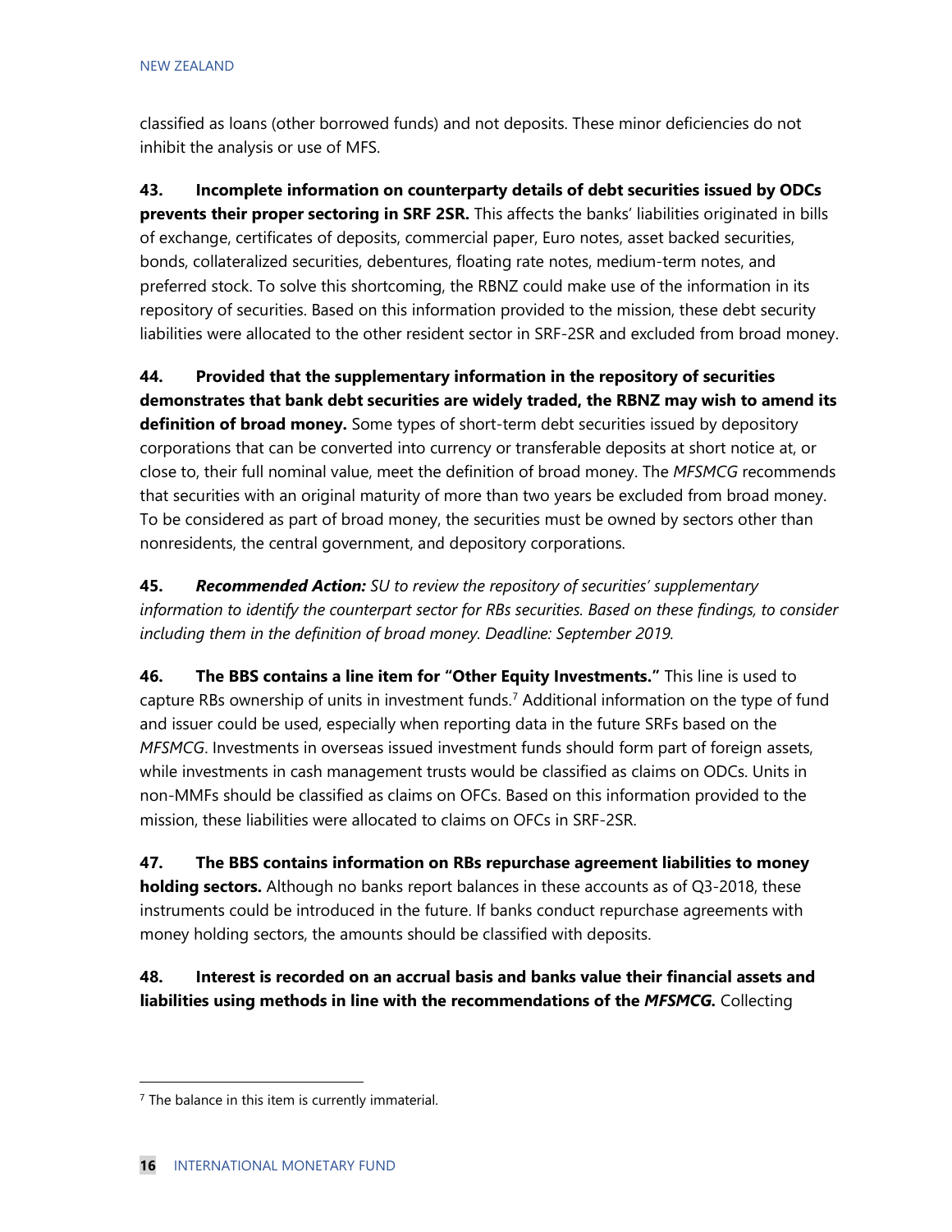classified as loans (other borrowed funds) and not deposits. These minor deficiencies do not inhibit the analysis or use of MFS.

**43. Incomplete information on counterparty details of debt securities issued by ODCs prevents their proper sectoring in SRF 2SR.** This affects the banks' liabilities originated in bills of exchange, certificates of deposits, commercial paper, Euro notes, asset backed securities, bonds, collateralized securities, debentures, floating rate notes, medium-term notes, and preferred stock. To solve this shortcoming, the RBNZ could make use of the information in its repository of securities. Based on this information provided to the mission, these debt security liabilities were allocated to the other resident sector in SRF-2SR and excluded from broad money.

**44. Provided that the supplementary information in the repository of securities demonstrates that bank debt securities are widely traded, the RBNZ may wish to amend its definition of broad money.** Some types of short-term debt securities issued by depository corporations that can be converted into currency or transferable deposits at short notice at, or close to, their full nominal value, meet the definition of broad money. The *MFSMCG* recommends that securities with an original maturity of more than two years be excluded from broad money. To be considered as part of broad money, the securities must be owned by sectors other than nonresidents, the central government, and depository corporations.

**45.** ***Recommended Action:*** *SU to review the repository of securities' supplementary information to identify the counterpart sector for RBs securities. Based on these findings, to consider including them in the definition of broad money. Deadline: September 2019.*

**46. The BBS contains a line item for "Other Equity Investments."** This line is used to capture RBs ownership of units in investment funds.[7] Additional information on the type of fund and issuer could be used, especially when reporting data in the future SRFs based on the *MFSMCG*. Investments in overseas issued investment funds should form part of foreign assets, while investments in cash management trusts would be classified as claims on ODCs. Units in non-MMFs should be classified as claims on OFCs. Based on this information provided to the mission, these liabilities were allocated to claims on OFCs in SRF-2SR.

**47. The BBS contains information on RBs repurchase agreement liabilities to money holding sectors.** Although no banks report balances in these accounts as of Q3-2018, these instruments could be introduced in the future. If banks conduct repurchase agreements with money holding sectors, the amounts should be classified with deposits.

**48. Interest is recorded on an accrual basis and banks value their financial assets and liabilities using methods in line with the recommendations of the *MFSMCG*.** Collecting

[7] The balance in this item is currently immaterial.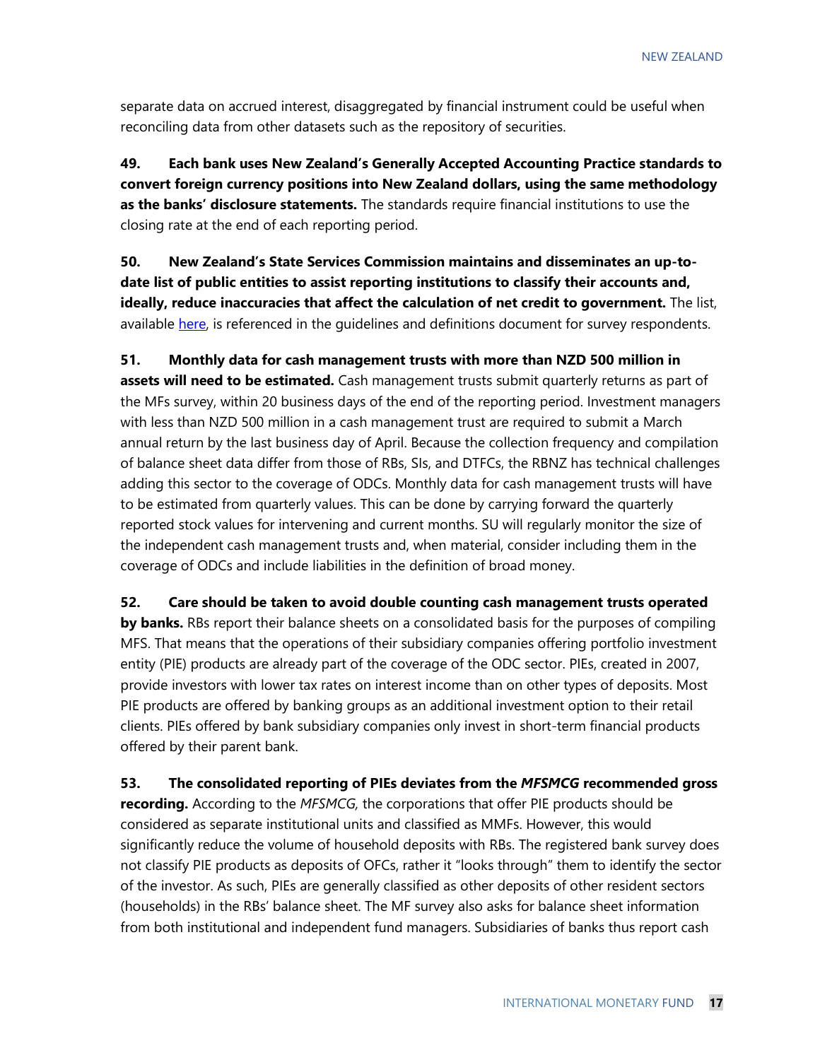separate data on accrued interest, disaggregated by financial instrument could be useful when reconciling data from other datasets such as the repository of securities.

**49. Each bank uses New Zealand's Generally Accepted Accounting Practice standards to convert foreign currency positions into New Zealand dollars, using the same methodology as the banks' disclosure statements.** The standards require financial institutions to use the closing rate at the end of each reporting period.

**50. New Zealand's State Services Commission maintains and disseminates an up-to-date list of public entities to assist reporting institutions to classify their accounts and, ideally, reduce inaccuracies that affect the calculation of net credit to government.** The list, available here, is referenced in the guidelines and definitions document for survey respondents.

**51. Monthly data for cash management trusts with more than NZD 500 million in assets will need to be estimated.** Cash management trusts submit quarterly returns as part of the MFs survey, within 20 business days of the end of the reporting period. Investment managers with less than NZD 500 million in a cash management trust are required to submit a March annual return by the last business day of April. Because the collection frequency and compilation of balance sheet data differ from those of RBs, SIs, and DTFCs, the RBNZ has technical challenges adding this sector to the coverage of ODCs. Monthly data for cash management trusts will have to be estimated from quarterly values. This can be done by carrying forward the quarterly reported stock values for intervening and current months. SU will regularly monitor the size of the independent cash management trusts and, when material, consider including them in the coverage of ODCs and include liabilities in the definition of broad money.

**52. Care should be taken to avoid double counting cash management trusts operated by banks.** RBs report their balance sheets on a consolidated basis for the purposes of compiling MFS. That means that the operations of their subsidiary companies offering portfolio investment entity (PIE) products are already part of the coverage of the ODC sector. PIEs, created in 2007, provide investors with lower tax rates on interest income than on other types of deposits. Most PIE products are offered by banking groups as an additional investment option to their retail clients. PIEs offered by bank subsidiary companies only invest in short-term financial products offered by their parent bank.

**53. The consolidated reporting of PIEs deviates from the *MFSMCG* recommended gross recording.** According to the *MFSMCG,* the corporations that offer PIE products should be considered as separate institutional units and classified as MMFs. However, this would significantly reduce the volume of household deposits with RBs. The registered bank survey does not classify PIE products as deposits of OFCs, rather it "looks through" them to identify the sector of the investor. As such, PIEs are generally classified as other deposits of other resident sectors (households) in the RBs' balance sheet. The MF survey also asks for balance sheet information from both institutional and independent fund managers. Subsidiaries of banks thus report cash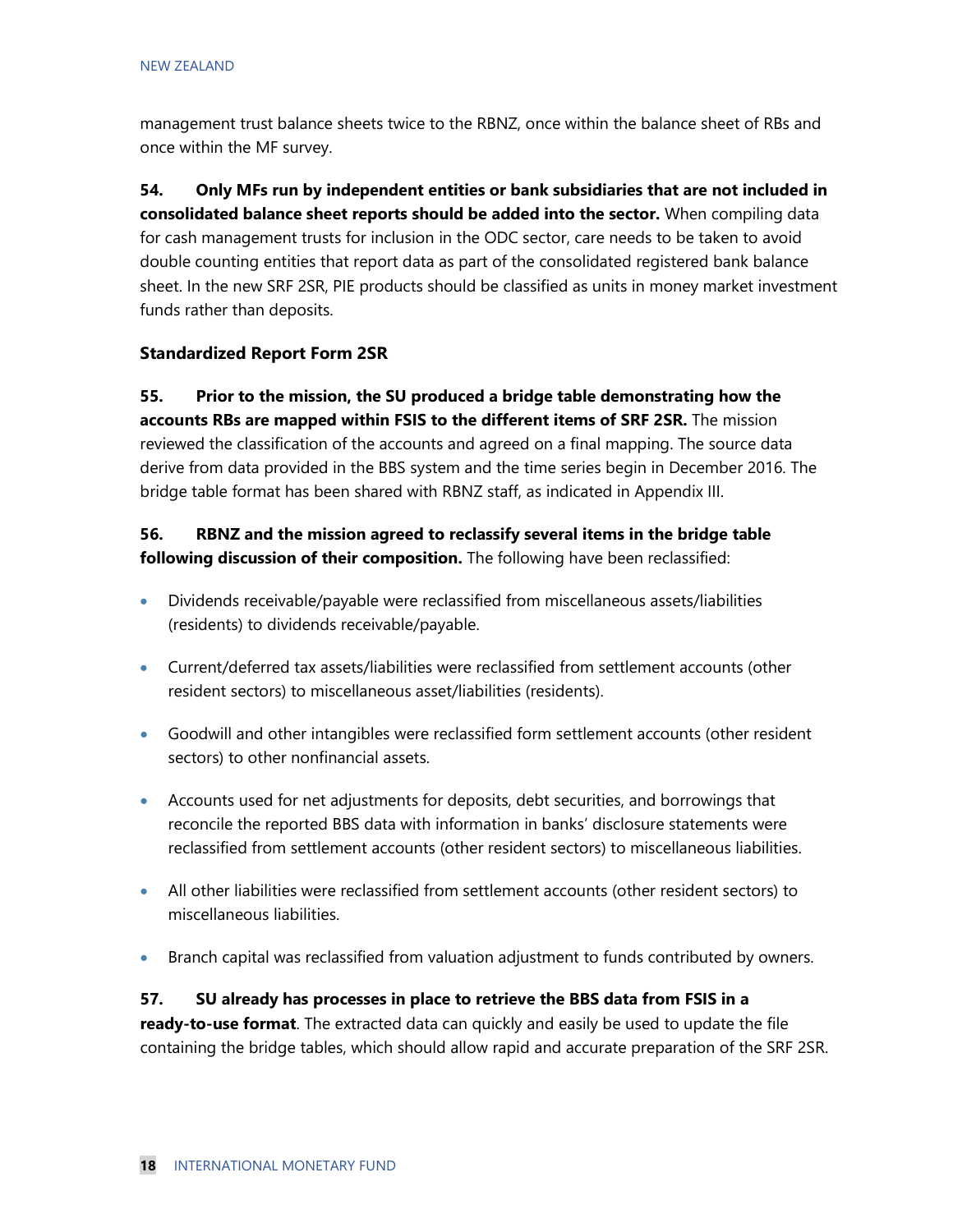management trust balance sheets twice to the RBNZ, once within the balance sheet of RBs and once within the MF survey.

**54. Only MFs run by independent entities or bank subsidiaries that are not included in consolidated balance sheet reports should be added into the sector.** When compiling data for cash management trusts for inclusion in the ODC sector, care needs to be taken to avoid double counting entities that report data as part of the consolidated registered bank balance sheet. In the new SRF 2SR, PIE products should be classified as units in money market investment funds rather than deposits.

### Standardized Report Form 2SR

**55. Prior to the mission, the SU produced a bridge table demonstrating how the accounts RBs are mapped within FSIS to the different items of SRF 2SR.** The mission reviewed the classification of the accounts and agreed on a final mapping. The source data derive from data provided in the BBS system and the time series begin in December 2016. The bridge table format has been shared with RBNZ staff, as indicated in Appendix III.

**56. RBNZ and the mission agreed to reclassify several items in the bridge table following discussion of their composition.** The following have been reclassified:

- Dividends receivable/payable were reclassified from miscellaneous assets/liabilities (residents) to dividends receivable/payable.
- Current/deferred tax assets/liabilities were reclassified from settlement accounts (other resident sectors) to miscellaneous asset/liabilities (residents).
- Goodwill and other intangibles were reclassified form settlement accounts (other resident sectors) to other nonfinancial assets.
- Accounts used for net adjustments for deposits, debt securities, and borrowings that reconcile the reported BBS data with information in banks' disclosure statements were reclassified from settlement accounts (other resident sectors) to miscellaneous liabilities.
- All other liabilities were reclassified from settlement accounts (other resident sectors) to miscellaneous liabilities.
- Branch capital was reclassified from valuation adjustment to funds contributed by owners.

**57. SU already has processes in place to retrieve the BBS data from FSIS in a ready-to-use format**. The extracted data can quickly and easily be used to update the file containing the bridge tables, which should allow rapid and accurate preparation of the SRF 2SR.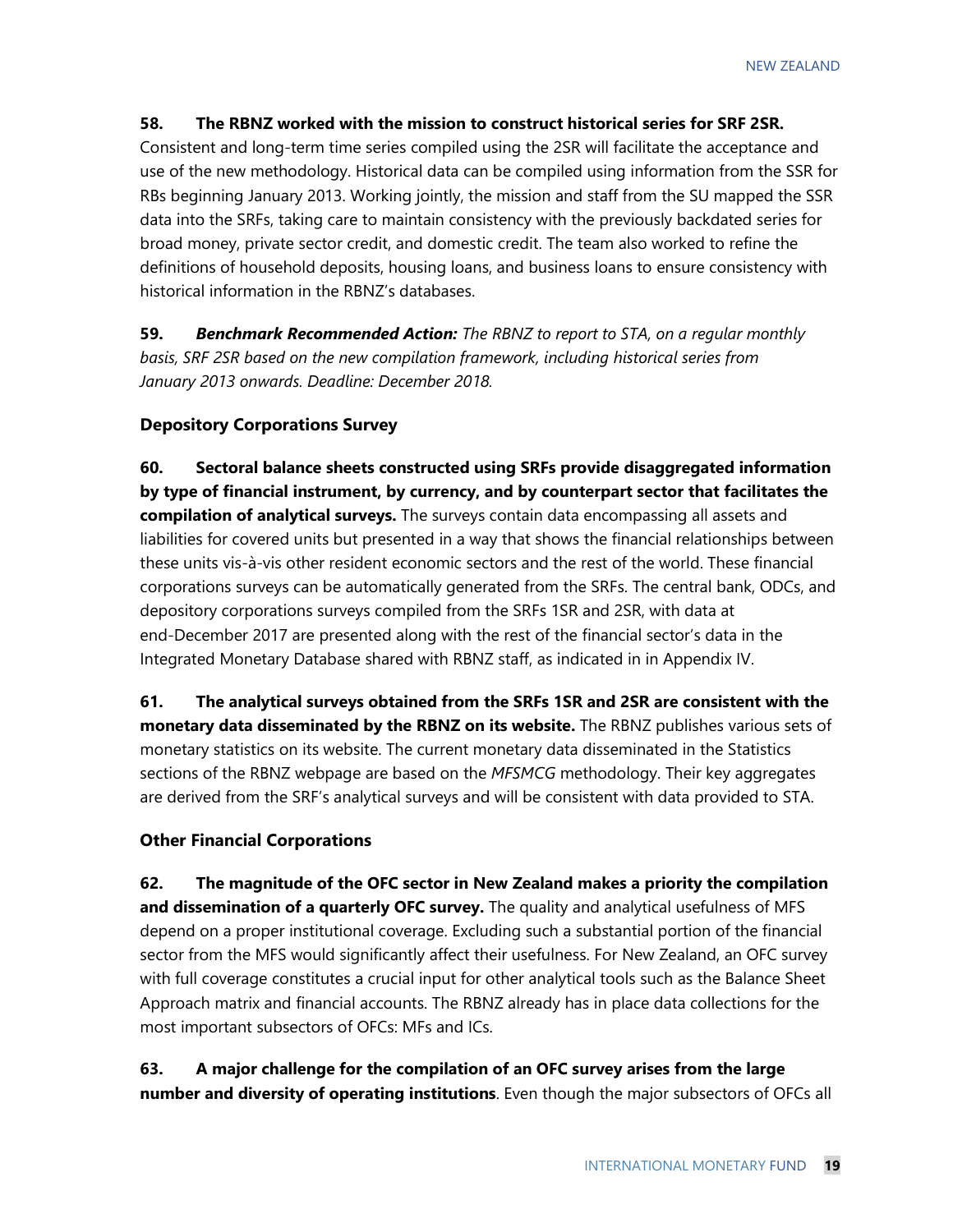**58. The RBNZ worked with the mission to construct historical series for SRF 2SR.** Consistent and long-term time series compiled using the 2SR will facilitate the acceptance and use of the new methodology. Historical data can be compiled using information from the SSR for RBs beginning January 2013. Working jointly, the mission and staff from the SU mapped the SSR data into the SRFs, taking care to maintain consistency with the previously backdated series for broad money, private sector credit, and domestic credit. The team also worked to refine the definitions of household deposits, housing loans, and business loans to ensure consistency with historical information in the RBNZ's databases.

**59.** ***Benchmark Recommended Action:*** *The RBNZ to report to STA, on a regular monthly basis, SRF 2SR based on the new compilation framework, including historical series from January 2013 onwards. Deadline: December 2018.*

### Depository Corporations Survey

**60. Sectoral balance sheets constructed using SRFs provide disaggregated information by type of financial instrument, by currency, and by counterpart sector that facilitates the compilation of analytical surveys.** The surveys contain data encompassing all assets and liabilities for covered units but presented in a way that shows the financial relationships between these units vis-à-vis other resident economic sectors and the rest of the world. These financial corporations surveys can be automatically generated from the SRFs. The central bank, ODCs, and depository corporations surveys compiled from the SRFs 1SR and 2SR, with data at end-December 2017 are presented along with the rest of the financial sector's data in the Integrated Monetary Database shared with RBNZ staff, as indicated in in Appendix IV.

**61. The analytical surveys obtained from the SRFs 1SR and 2SR are consistent with the monetary data disseminated by the RBNZ on its website.** The RBNZ publishes various sets of monetary statistics on its website. The current monetary data disseminated in the Statistics sections of the RBNZ webpage are based on the *MFSMCG* methodology. Their key aggregates are derived from the SRF's analytical surveys and will be consistent with data provided to STA.

### Other Financial Corporations

**62. The magnitude of the OFC sector in New Zealand makes a priority the compilation and dissemination of a quarterly OFC survey.** The quality and analytical usefulness of MFS depend on a proper institutional coverage. Excluding such a substantial portion of the financial sector from the MFS would significantly affect their usefulness. For New Zealand, an OFC survey with full coverage constitutes a crucial input for other analytical tools such as the Balance Sheet Approach matrix and financial accounts. The RBNZ already has in place data collections for the most important subsectors of OFCs: MFs and ICs.

**63. A major challenge for the compilation of an OFC survey arises from the large number and diversity of operating institutions**. Even though the major subsectors of OFCs all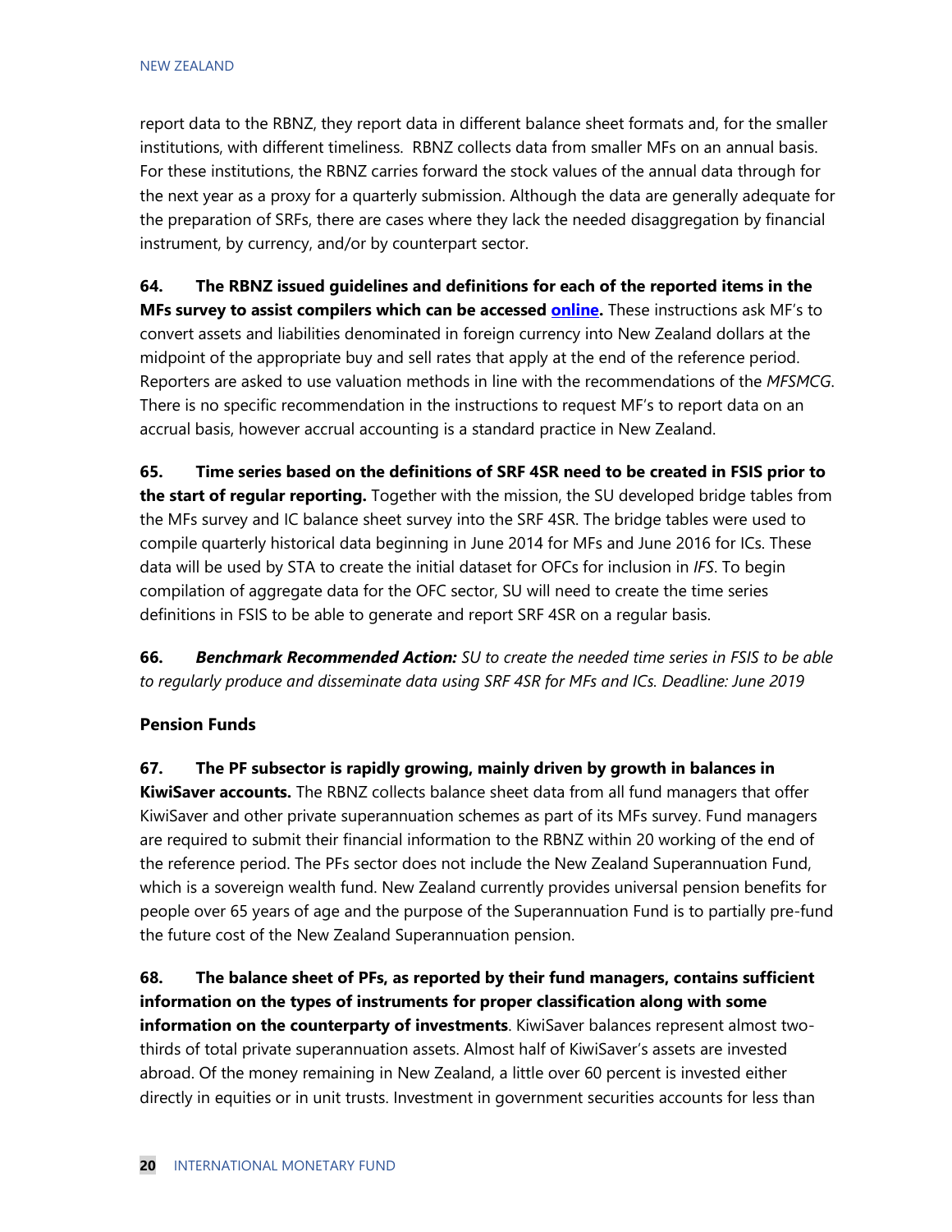report data to the RBNZ, they report data in different balance sheet formats and, for the smaller institutions, with different timeliness. RBNZ collects data from smaller MFs on an annual basis. For these institutions, the RBNZ carries forward the stock values of the annual data through for the next year as a proxy for a quarterly submission. Although the data are generally adequate for the preparation of SRFs, there are cases where they lack the needed disaggregation by financial instrument, by currency, and/or by counterpart sector.

**64. The RBNZ issued guidelines and definitions for each of the reported items in the MFs survey to assist compilers which can be accessed online.** These instructions ask MF's to convert assets and liabilities denominated in foreign currency into New Zealand dollars at the midpoint of the appropriate buy and sell rates that apply at the end of the reference period. Reporters are asked to use valuation methods in line with the recommendations of the *MFSMCG*. There is no specific recommendation in the instructions to request MF's to report data on an accrual basis, however accrual accounting is a standard practice in New Zealand.

**65. Time series based on the definitions of SRF 4SR need to be created in FSIS prior to the start of regular reporting.** Together with the mission, the SU developed bridge tables from the MFs survey and IC balance sheet survey into the SRF 4SR. The bridge tables were used to compile quarterly historical data beginning in June 2014 for MFs and June 2016 for ICs. These data will be used by STA to create the initial dataset for OFCs for inclusion in *IFS*. To begin compilation of aggregate data for the OFC sector, SU will need to create the time series definitions in FSIS to be able to generate and report SRF 4SR on a regular basis.

**66.** ***Benchmark Recommended Action:*** *SU to create the needed time series in FSIS to be able to regularly produce and disseminate data using SRF 4SR for MFs and ICs. Deadline: June 2019*

### Pension Funds

**67. The PF subsector is rapidly growing, mainly driven by growth in balances in KiwiSaver accounts.** The RBNZ collects balance sheet data from all fund managers that offer KiwiSaver and other private superannuation schemes as part of its MFs survey. Fund managers are required to submit their financial information to the RBNZ within 20 working of the end of the reference period. The PFs sector does not include the New Zealand Superannuation Fund, which is a sovereign wealth fund. New Zealand currently provides universal pension benefits for people over 65 years of age and the purpose of the Superannuation Fund is to partially pre-fund the future cost of the New Zealand Superannuation pension.

**68. The balance sheet of PFs, as reported by their fund managers, contains sufficient information on the types of instruments for proper classification along with some information on the counterparty of investments**. KiwiSaver balances represent almost two-thirds of total private superannuation assets. Almost half of KiwiSaver's assets are invested abroad. Of the money remaining in New Zealand, a little over 60 percent is invested either directly in equities or in unit trusts. Investment in government securities accounts for less than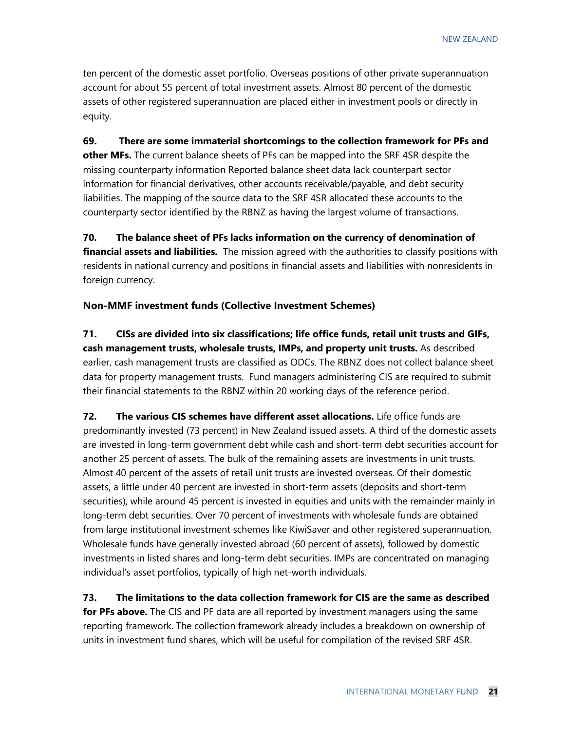ten percent of the domestic asset portfolio. Overseas positions of other private superannuation account for about 55 percent of total investment assets. Almost 80 percent of the domestic assets of other registered superannuation are placed either in investment pools or directly in equity.

**69. There are some immaterial shortcomings to the collection framework for PFs and other MFs.** The current balance sheets of PFs can be mapped into the SRF 4SR despite the missing counterparty information Reported balance sheet data lack counterpart sector information for financial derivatives, other accounts receivable/payable, and debt security liabilities. The mapping of the source data to the SRF 4SR allocated these accounts to the counterparty sector identified by the RBNZ as having the largest volume of transactions.

**70. The balance sheet of PFs lacks information on the currency of denomination of financial assets and liabilities.** The mission agreed with the authorities to classify positions with residents in national currency and positions in financial assets and liabilities with nonresidents in foreign currency.

### Non-MMF investment funds (Collective Investment Schemes)

**71. CISs are divided into six classifications; life office funds, retail unit trusts and GIFs, cash management trusts, wholesale trusts, IMPs, and property unit trusts.** As described earlier, cash management trusts are classified as ODCs. The RBNZ does not collect balance sheet data for property management trusts. Fund managers administering CIS are required to submit their financial statements to the RBNZ within 20 working days of the reference period.

**72. The various CIS schemes have different asset allocations.** Life office funds are predominantly invested (73 percent) in New Zealand issued assets. A third of the domestic assets are invested in long-term government debt while cash and short-term debt securities account for another 25 percent of assets. The bulk of the remaining assets are investments in unit trusts. Almost 40 percent of the assets of retail unit trusts are invested overseas. Of their domestic assets, a little under 40 percent are invested in short-term assets (deposits and short-term securities), while around 45 percent is invested in equities and units with the remainder mainly in long-term debt securities. Over 70 percent of investments with wholesale funds are obtained from large institutional investment schemes like KiwiSaver and other registered superannuation. Wholesale funds have generally invested abroad (60 percent of assets), followed by domestic investments in listed shares and long-term debt securities. IMPs are concentrated on managing individual's asset portfolios, typically of high net-worth individuals.

**73. The limitations to the data collection framework for CIS are the same as described for PFs above.** The CIS and PF data are all reported by investment managers using the same reporting framework. The collection framework already includes a breakdown on ownership of units in investment fund shares, which will be useful for compilation of the revised SRF 4SR.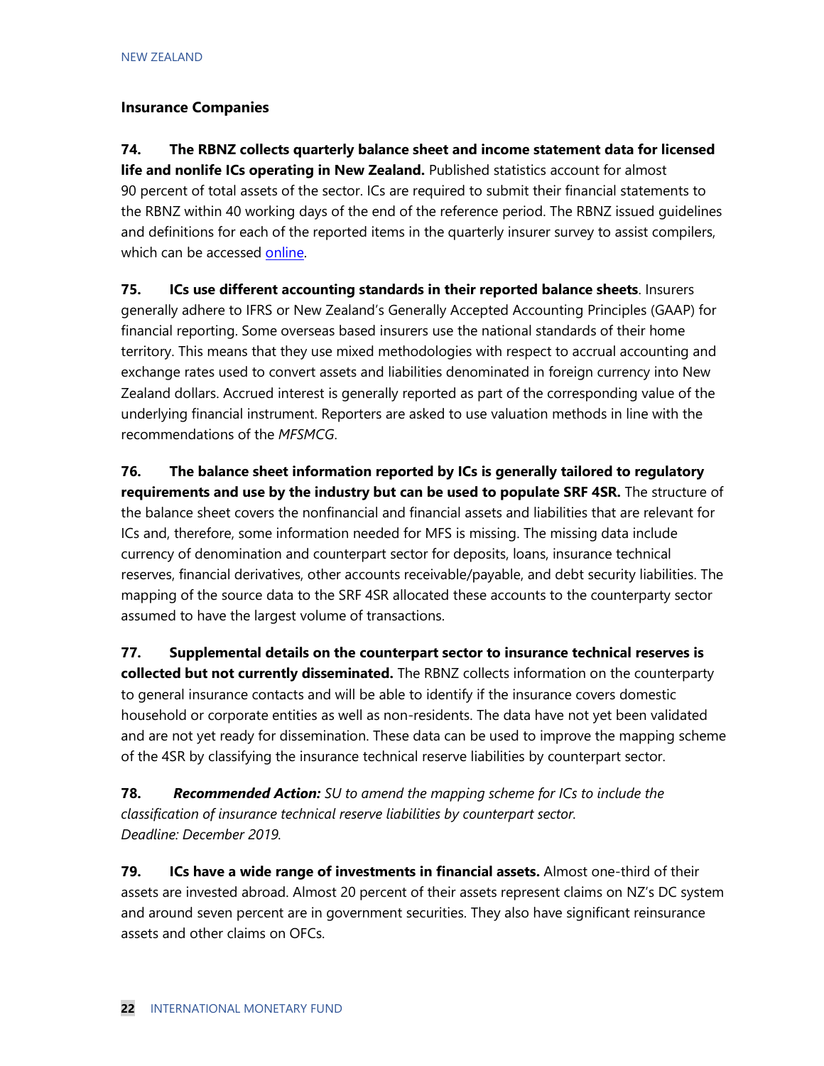### Insurance Companies

**74. The RBNZ collects quarterly balance sheet and income statement data for licensed life and nonlife ICs operating in New Zealand.** Published statistics account for almost 90 percent of total assets of the sector. ICs are required to submit their financial statements to the RBNZ within 40 working days of the end of the reference period. The RBNZ issued guidelines and definitions for each of the reported items in the quarterly insurer survey to assist compilers, which can be accessed online.

**75. ICs use different accounting standards in their reported balance sheets**. Insurers generally adhere to IFRS or New Zealand's Generally Accepted Accounting Principles (GAAP) for financial reporting. Some overseas based insurers use the national standards of their home territory. This means that they use mixed methodologies with respect to accrual accounting and exchange rates used to convert assets and liabilities denominated in foreign currency into New Zealand dollars. Accrued interest is generally reported as part of the corresponding value of the underlying financial instrument. Reporters are asked to use valuation methods in line with the recommendations of the *MFSMCG*.

**76. The balance sheet information reported by ICs is generally tailored to regulatory requirements and use by the industry but can be used to populate SRF 4SR.** The structure of the balance sheet covers the nonfinancial and financial assets and liabilities that are relevant for ICs and, therefore, some information needed for MFS is missing. The missing data include currency of denomination and counterpart sector for deposits, loans, insurance technical reserves, financial derivatives, other accounts receivable/payable, and debt security liabilities. The mapping of the source data to the SRF 4SR allocated these accounts to the counterparty sector assumed to have the largest volume of transactions.

**77. Supplemental details on the counterpart sector to insurance technical reserves is collected but not currently disseminated.** The RBNZ collects information on the counterparty to general insurance contacts and will be able to identify if the insurance covers domestic household or corporate entities as well as non-residents. The data have not yet been validated and are not yet ready for dissemination. These data can be used to improve the mapping scheme of the 4SR by classifying the insurance technical reserve liabilities by counterpart sector.

**78.** ***Recommended Action:*** *SU to amend the mapping scheme for ICs to include the classification of insurance technical reserve liabilities by counterpart sector.*
*Deadline: December 2019.*

**79. ICs have a wide range of investments in financial assets.** Almost one-third of their assets are invested abroad. Almost 20 percent of their assets represent claims on NZ's DC system and around seven percent are in government securities. They also have significant reinsurance assets and other claims on OFCs.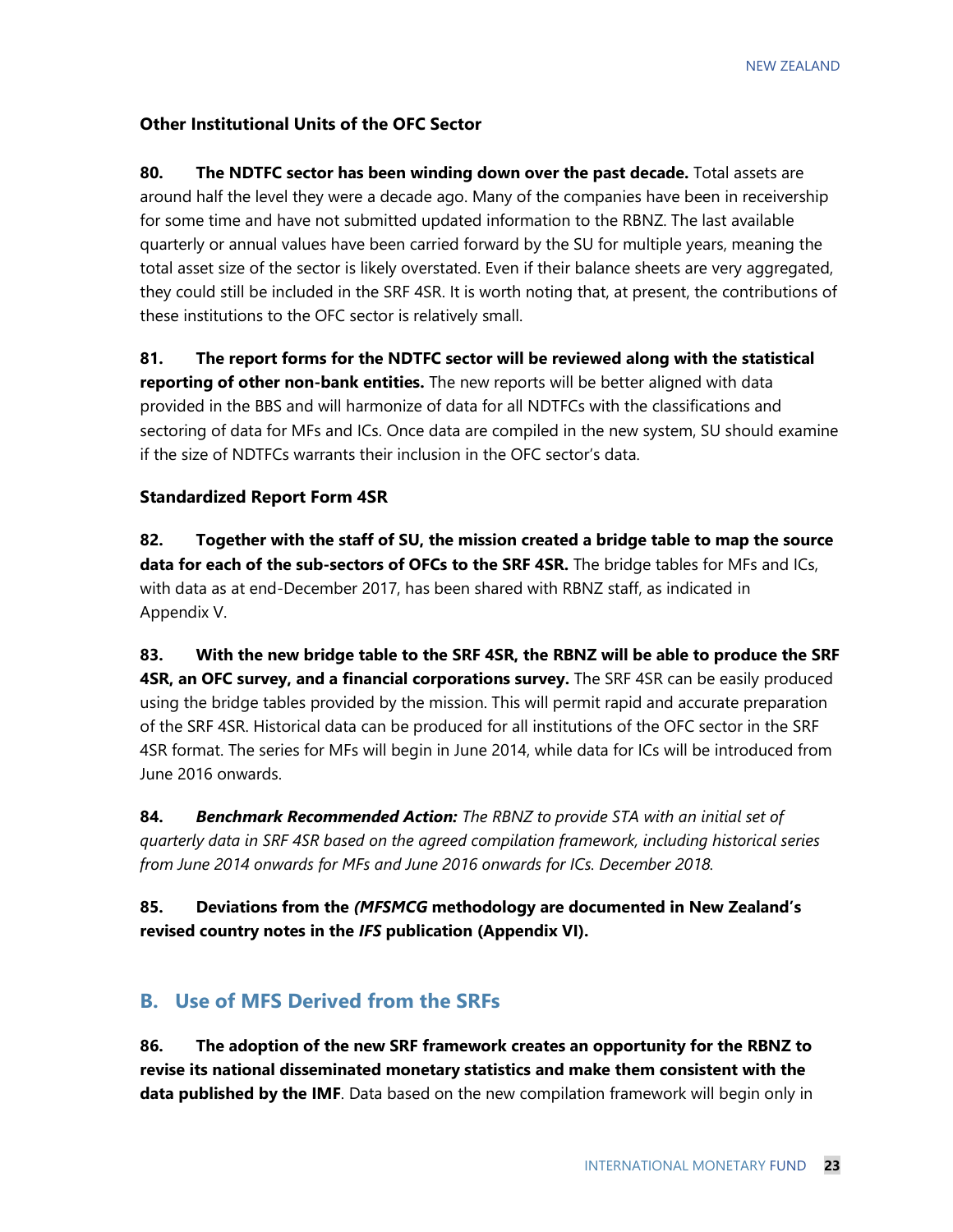### Other Institutional Units of the OFC Sector

**80. The NDTFC sector has been winding down over the past decade.** Total assets are around half the level they were a decade ago. Many of the companies have been in receivership for some time and have not submitted updated information to the RBNZ. The last available quarterly or annual values have been carried forward by the SU for multiple years, meaning the total asset size of the sector is likely overstated. Even if their balance sheets are very aggregated, they could still be included in the SRF 4SR. It is worth noting that, at present, the contributions of these institutions to the OFC sector is relatively small.

**81. The report forms for the NDTFC sector will be reviewed along with the statistical reporting of other non-bank entities.** The new reports will be better aligned with data provided in the BBS and will harmonize of data for all NDTFCs with the classifications and sectoring of data for MFs and ICs. Once data are compiled in the new system, SU should examine if the size of NDTFCs warrants their inclusion in the OFC sector's data.

### Standardized Report Form 4SR

**82. Together with the staff of SU, the mission created a bridge table to map the source data for each of the sub-sectors of OFCs to the SRF 4SR.** The bridge tables for MFs and ICs, with data as at end-December 2017, has been shared with RBNZ staff, as indicated in Appendix V.

**83. With the new bridge table to the SRF 4SR, the RBNZ will be able to produce the SRF 4SR, an OFC survey, and a financial corporations survey.** The SRF 4SR can be easily produced using the bridge tables provided by the mission. This will permit rapid and accurate preparation of the SRF 4SR. Historical data can be produced for all institutions of the OFC sector in the SRF 4SR format. The series for MFs will begin in June 2014, while data for ICs will be introduced from June 2016 onwards.

**84.** ***Benchmark Recommended Action:*** *The RBNZ to provide STA with an initial set of quarterly data in SRF 4SR based on the agreed compilation framework, including historical series from June 2014 onwards for MFs and June 2016 onwards for ICs. December 2018.*

**85. Deviations from the *(MFSMCG* methodology are documented in New Zealand's revised country notes in the *IFS* publication (Appendix VI).**

## B. Use of MFS Derived from the SRFs

**86. The adoption of the new SRF framework creates an opportunity for the RBNZ to revise its national disseminated monetary statistics and make them consistent with the data published by the IMF**. Data based on the new compilation framework will begin only in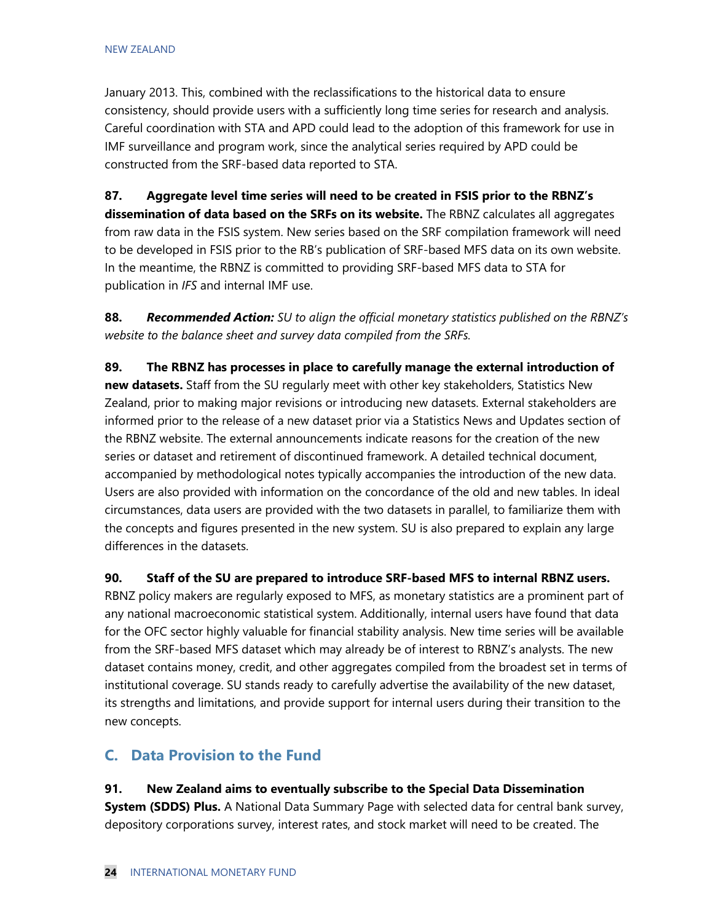January 2013. This, combined with the reclassifications to the historical data to ensure consistency, should provide users with a sufficiently long time series for research and analysis. Careful coordination with STA and APD could lead to the adoption of this framework for use in IMF surveillance and program work, since the analytical series required by APD could be constructed from the SRF-based data reported to STA.

**87. Aggregate level time series will need to be created in FSIS prior to the RBNZ's dissemination of data based on the SRFs on its website.** The RBNZ calculates all aggregates from raw data in the FSIS system. New series based on the SRF compilation framework will need to be developed in FSIS prior to the RB's publication of SRF-based MFS data on its own website. In the meantime, the RBNZ is committed to providing SRF-based MFS data to STA for publication in *IFS* and internal IMF use.

**88.** ***Recommended Action:*** *SU to align the official monetary statistics published on the RBNZ's website to the balance sheet and survey data compiled from the SRFs.*

**89. The RBNZ has processes in place to carefully manage the external introduction of new datasets.** Staff from the SU regularly meet with other key stakeholders, Statistics New Zealand, prior to making major revisions or introducing new datasets. External stakeholders are informed prior to the release of a new dataset prior via a Statistics News and Updates section of the RBNZ website. The external announcements indicate reasons for the creation of the new series or dataset and retirement of discontinued framework. A detailed technical document, accompanied by methodological notes typically accompanies the introduction of the new data. Users are also provided with information on the concordance of the old and new tables. In ideal circumstances, data users are provided with the two datasets in parallel, to familiarize them with the concepts and figures presented in the new system. SU is also prepared to explain any large differences in the datasets.

**90. Staff of the SU are prepared to introduce SRF-based MFS to internal RBNZ users.** RBNZ policy makers are regularly exposed to MFS, as monetary statistics are a prominent part of any national macroeconomic statistical system. Additionally, internal users have found that data for the OFC sector highly valuable for financial stability analysis. New time series will be available from the SRF-based MFS dataset which may already be of interest to RBNZ's analysts. The new dataset contains money, credit, and other aggregates compiled from the broadest set in terms of institutional coverage. SU stands ready to carefully advertise the availability of the new dataset, its strengths and limitations, and provide support for internal users during their transition to the new concepts.

## C. Data Provision to the Fund

**91. New Zealand aims to eventually subscribe to the Special Data Dissemination System (SDDS) Plus.** A National Data Summary Page with selected data for central bank survey, depository corporations survey, interest rates, and stock market will need to be created. The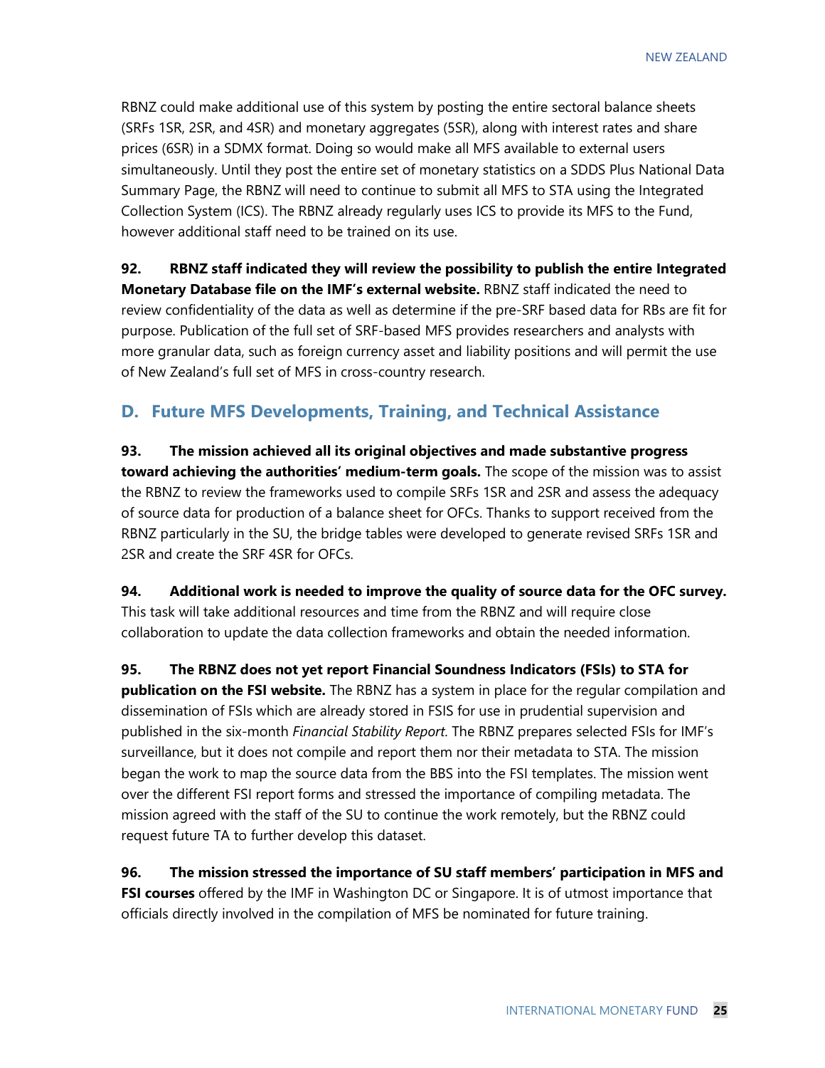RBNZ could make additional use of this system by posting the entire sectoral balance sheets (SRFs 1SR, 2SR, and 4SR) and monetary aggregates (5SR), along with interest rates and share prices (6SR) in a SDMX format. Doing so would make all MFS available to external users simultaneously. Until they post the entire set of monetary statistics on a SDDS Plus National Data Summary Page, the RBNZ will need to continue to submit all MFS to STA using the Integrated Collection System (ICS). The RBNZ already regularly uses ICS to provide its MFS to the Fund, however additional staff need to be trained on its use.

**92. RBNZ staff indicated they will review the possibility to publish the entire Integrated Monetary Database file on the IMF's external website.** RBNZ staff indicated the need to review confidentiality of the data as well as determine if the pre-SRF based data for RBs are fit for purpose. Publication of the full set of SRF-based MFS provides researchers and analysts with more granular data, such as foreign currency asset and liability positions and will permit the use of New Zealand's full set of MFS in cross-country research.

## D. Future MFS Developments, Training, and Technical Assistance

**93. The mission achieved all its original objectives and made substantive progress toward achieving the authorities' medium-term goals.** The scope of the mission was to assist the RBNZ to review the frameworks used to compile SRFs 1SR and 2SR and assess the adequacy of source data for production of a balance sheet for OFCs. Thanks to support received from the RBNZ particularly in the SU, the bridge tables were developed to generate revised SRFs 1SR and 2SR and create the SRF 4SR for OFCs.

**94. Additional work is needed to improve the quality of source data for the OFC survey.** This task will take additional resources and time from the RBNZ and will require close collaboration to update the data collection frameworks and obtain the needed information.

**95. The RBNZ does not yet report Financial Soundness Indicators (FSIs) to STA for publication on the FSI website.** The RBNZ has a system in place for the regular compilation and dissemination of FSIs which are already stored in FSIS for use in prudential supervision and published in the six-month *Financial Stability Report*. The RBNZ prepares selected FSIs for IMF's surveillance, but it does not compile and report them nor their metadata to STA. The mission began the work to map the source data from the BBS into the FSI templates. The mission went over the different FSI report forms and stressed the importance of compiling metadata. The mission agreed with the staff of the SU to continue the work remotely, but the RBNZ could request future TA to further develop this dataset.

**96. The mission stressed the importance of SU staff members' participation in MFS and FSI courses** offered by the IMF in Washington DC or Singapore. It is of utmost importance that officials directly involved in the compilation of MFS be nominated for future training.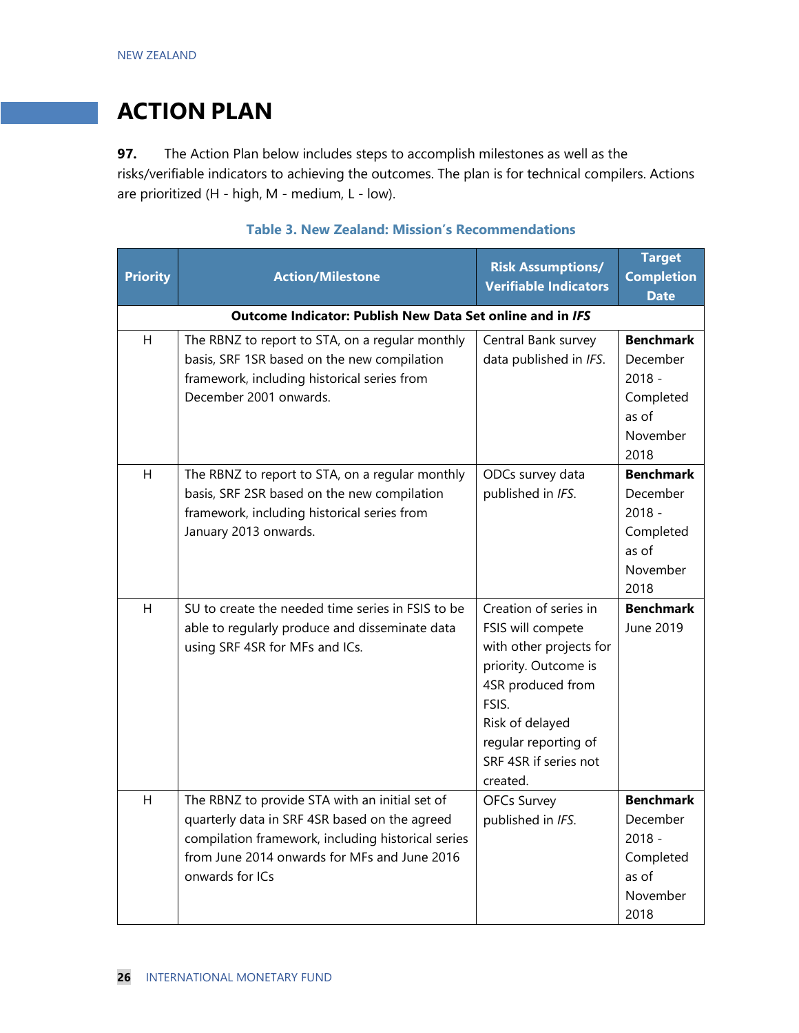# ACTION PLAN

**97.** The Action Plan below includes steps to accomplish milestones as well as the risks/verifiable indicators to achieving the outcomes. The plan is for technical compilers. Actions are prioritized (H - high, M - medium, L - low).

**Table 3. New Zealand: Mission's Recommendations**

| Priority | Action/Milestone | Risk Assumptions/ Verifiable Indicators | Target Completion Date |
|---|---|---|---|
| **Outcome Indicator: Publish New Data Set online and in *IFS*** | | | |
| H | The RBNZ to report to STA, on a regular monthly basis, SRF 1SR based on the new compilation framework, including historical series from December 2001 onwards. | Central Bank survey data published in *IFS*. | **Benchmark** December 2018 - Completed as of November 2018 |
| H | The RBNZ to report to STA, on a regular monthly basis, SRF 2SR based on the new compilation framework, including historical series from January 2013 onwards. | ODCs survey data published in *IFS*. | **Benchmark** December 2018 - Completed as of November 2018 |
| H | SU to create the needed time series in FSIS to be able to regularly produce and disseminate data using SRF 4SR for MFs and ICs. | Creation of series in FSIS will compete with other projects for priority. Outcome is 4SR produced from FSIS. Risk of delayed regular reporting of SRF 4SR if series not created. | **Benchmark** June 2019 |
| H | The RBNZ to provide STA with an initial set of quarterly data in SRF 4SR based on the agreed compilation framework, including historical series from June 2014 onwards for MFs and June 2016 onwards for ICs | OFCs Survey published in *IFS*. | **Benchmark** December 2018 - Completed as of November 2018 |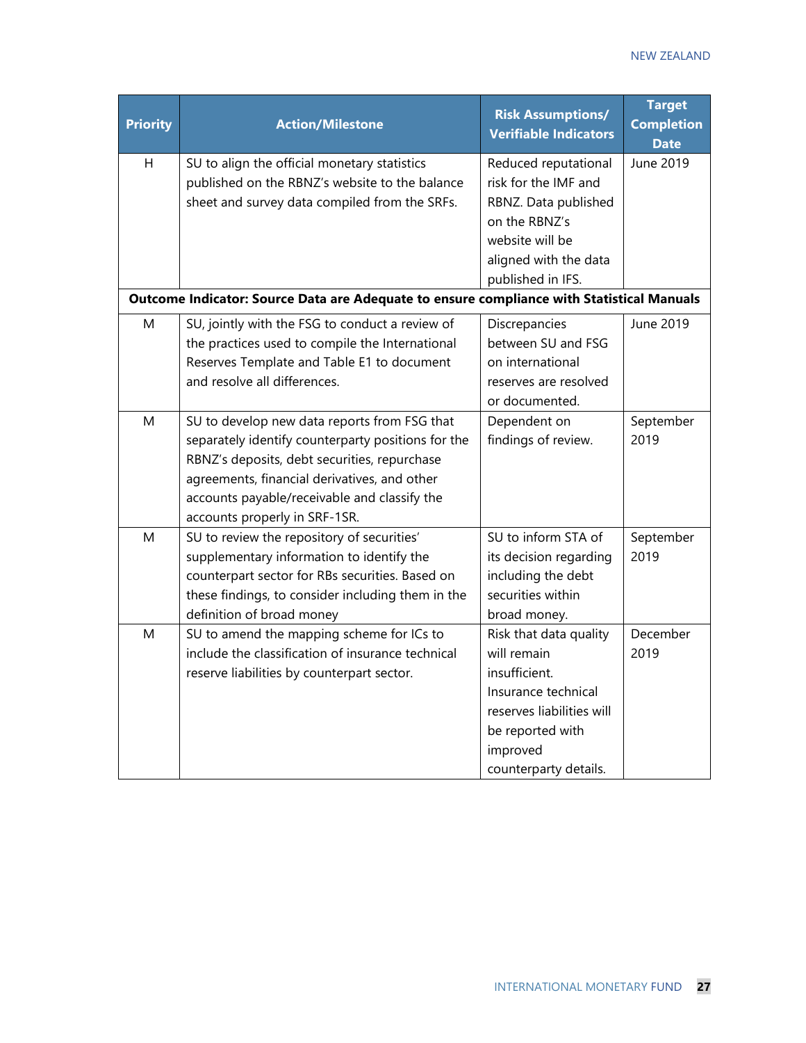| Priority | Action/Milestone | Risk Assumptions/ Verifiable Indicators | Target Completion Date |
|---|---|---|---|
| H | SU to align the official monetary statistics published on the RBNZ's website to the balance sheet and survey data compiled from the SRFs. | Reduced reputational risk for the IMF and RBNZ. Data published on the RBNZ's website will be aligned with the data published in IFS. | June 2019 |
| **Outcome Indicator: Source Data are Adequate to ensure compliance with Statistical Manuals** | | | |
| M | SU, jointly with the FSG to conduct a review of the practices used to compile the International Reserves Template and Table E1 to document and resolve all differences. | Discrepancies between SU and FSG on international reserves are resolved or documented. | June 2019 |
| M | SU to develop new data reports from FSG that separately identify counterparty positions for the RBNZ's deposits, debt securities, repurchase agreements, financial derivatives, and other accounts payable/receivable and classify the accounts properly in SRF-1SR. | Dependent on findings of review. | September 2019 |
| M | SU to review the repository of securities' supplementary information to identify the counterpart sector for RBs securities. Based on these findings, to consider including them in the definition of broad money | SU to inform STA of its decision regarding including the debt securities within broad money. | September 2019 |
| M | SU to amend the mapping scheme for ICs to include the classification of insurance technical reserve liabilities by counterpart sector. | Risk that data quality will remain insufficient. Insurance technical reserves liabilities will be reported with improved counterparty details. | December 2019 |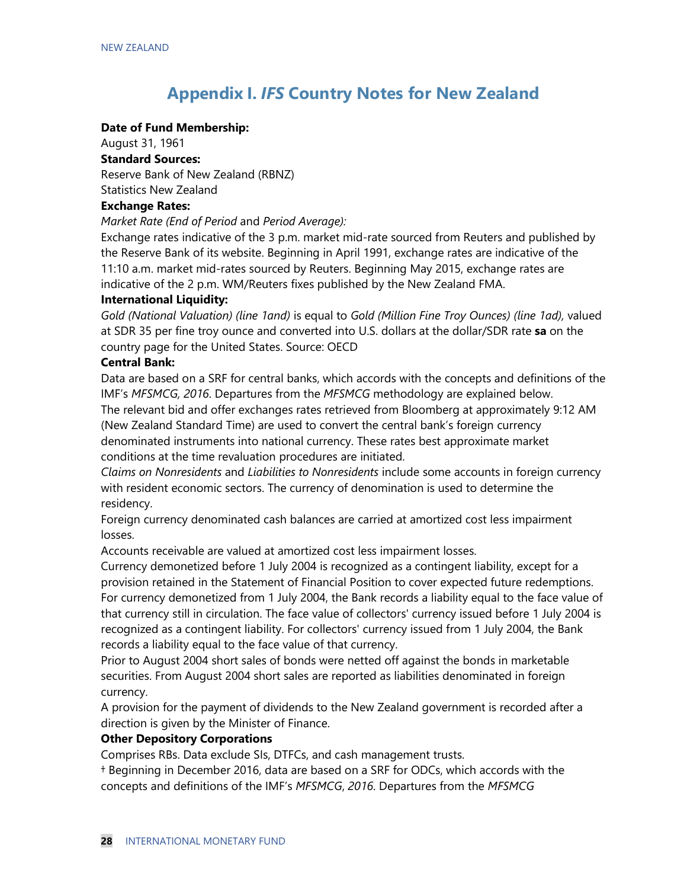# Appendix I. *IFS* Country Notes for New Zealand

**Date of Fund Membership:**
August 31, 1961

**Standard Sources:**
Reserve Bank of New Zealand (RBNZ)
Statistics New Zealand

**Exchange Rates:**

*Market Rate (End of Period* and *Period Average):*

Exchange rates indicative of the 3 p.m. market mid-rate sourced from Reuters and published by the Reserve Bank of its website. Beginning in April 1991, exchange rates are indicative of the 11:10 a.m. market mid-rates sourced by Reuters. Beginning May 2015, exchange rates are indicative of the 2 p.m. WM/Reuters fixes published by the New Zealand FMA.

**International Liquidity:**

*Gold (National Valuation) (line 1and)* is equal to *Gold (Million Fine Troy Ounces) (line 1ad),* valued at SDR 35 per fine troy ounce and converted into U.S. dollars at the dollar/SDR rate **sa** on the country page for the United States. Source: OECD

**Central Bank:**

Data are based on a SRF for central banks, which accords with the concepts and definitions of the IMF's *MFSMCG, 2016*. Departures from the *MFSMCG* methodology are explained below.

The relevant bid and offer exchanges rates retrieved from Bloomberg at approximately 9:12 AM (New Zealand Standard Time) are used to convert the central bank's foreign currency denominated instruments into national currency. These rates best approximate market conditions at the time revaluation procedures are initiated.

*Claims on Nonresidents* and *Liabilities to Nonresidents* include some accounts in foreign currency with resident economic sectors. The currency of denomination is used to determine the residency.

Foreign currency denominated cash balances are carried at amortized cost less impairment losses.

Accounts receivable are valued at amortized cost less impairment losses.

Currency demonetized before 1 July 2004 is recognized as a contingent liability, except for a provision retained in the Statement of Financial Position to cover expected future redemptions. For currency demonetized from 1 July 2004, the Bank records a liability equal to the face value of that currency still in circulation. The face value of collectors' currency issued before 1 July 2004 is recognized as a contingent liability. For collectors' currency issued from 1 July 2004, the Bank records a liability equal to the face value of that currency.

Prior to August 2004 short sales of bonds were netted off against the bonds in marketable securities. From August 2004 short sales are reported as liabilities denominated in foreign currency.

A provision for the payment of dividends to the New Zealand government is recorded after a direction is given by the Minister of Finance.

**Other Depository Corporations**

Comprises RBs. Data exclude SIs, DTFCs, and cash management trusts.

† Beginning in December 2016, data are based on a SRF for ODCs, which accords with the concepts and definitions of the IMF's *MFSMCG*, *2016*. Departures from the *MFSMCG*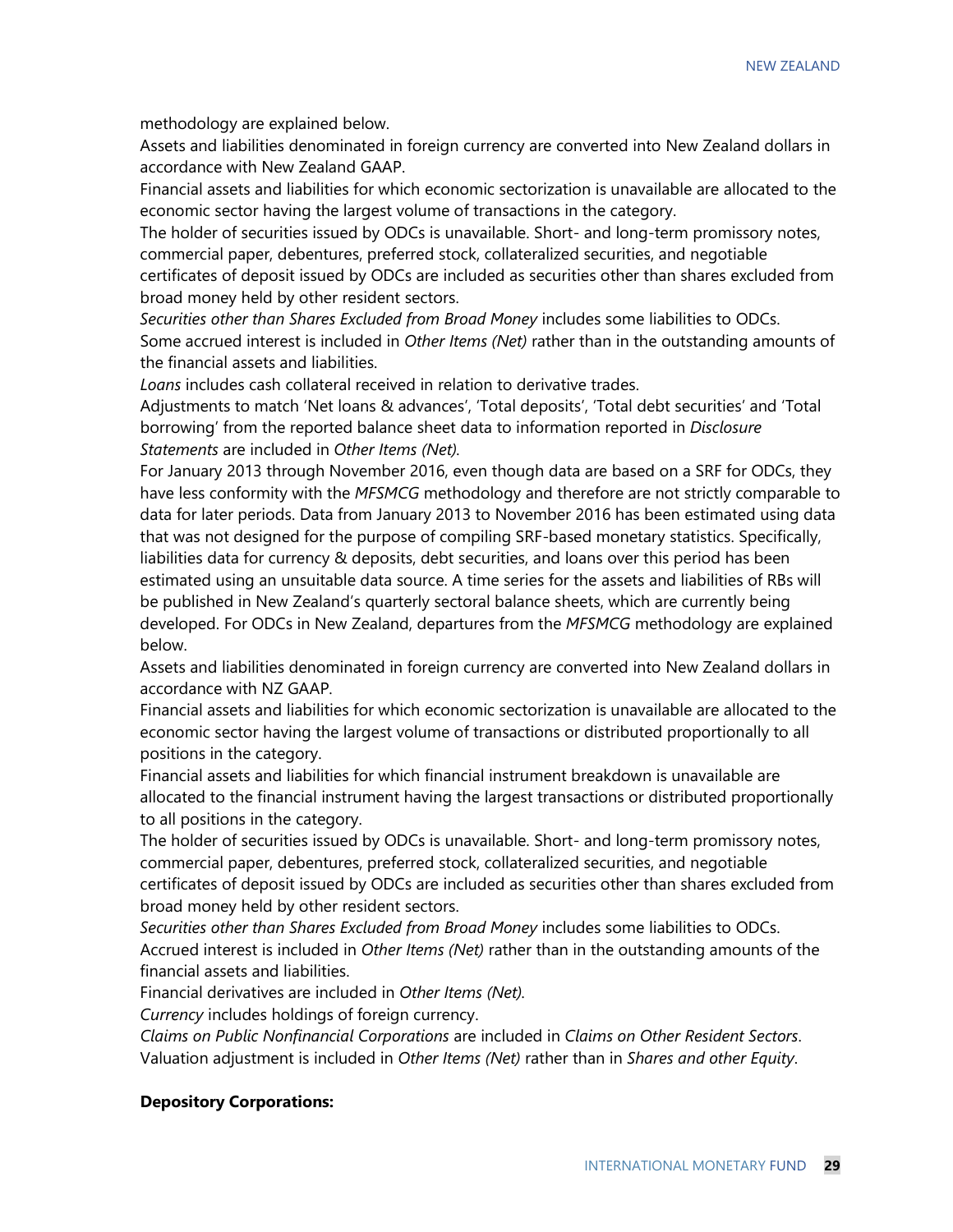methodology are explained below.

Assets and liabilities denominated in foreign currency are converted into New Zealand dollars in accordance with New Zealand GAAP.

Financial assets and liabilities for which economic sectorization is unavailable are allocated to the economic sector having the largest volume of transactions in the category.

The holder of securities issued by ODCs is unavailable. Short- and long-term promissory notes, commercial paper, debentures, preferred stock, collateralized securities, and negotiable certificates of deposit issued by ODCs are included as securities other than shares excluded from broad money held by other resident sectors.

*Securities other than Shares Excluded from Broad Money* includes some liabilities to ODCs.

Some accrued interest is included in *Other Items (Net)* rather than in the outstanding amounts of the financial assets and liabilities.

*Loans* includes cash collateral received in relation to derivative trades.

Adjustments to match 'Net loans & advances', 'Total deposits', 'Total debt securities' and 'Total borrowing' from the reported balance sheet data to information reported in *Disclosure Statements* are included in *Other Items (Net).*

For January 2013 through November 2016, even though data are based on a SRF for ODCs, they have less conformity with the *MFSMCG* methodology and therefore are not strictly comparable to data for later periods. Data from January 2013 to November 2016 has been estimated using data that was not designed for the purpose of compiling SRF-based monetary statistics. Specifically, liabilities data for currency & deposits, debt securities, and loans over this period has been estimated using an unsuitable data source. A time series for the assets and liabilities of RBs will be published in New Zealand's quarterly sectoral balance sheets, which are currently being developed. For ODCs in New Zealand, departures from the *MFSMCG* methodology are explained below.

Assets and liabilities denominated in foreign currency are converted into New Zealand dollars in accordance with NZ GAAP.

Financial assets and liabilities for which economic sectorization is unavailable are allocated to the economic sector having the largest volume of transactions or distributed proportionally to all positions in the category.

Financial assets and liabilities for which financial instrument breakdown is unavailable are allocated to the financial instrument having the largest transactions or distributed proportionally to all positions in the category.

The holder of securities issued by ODCs is unavailable. Short- and long-term promissory notes, commercial paper, debentures, preferred stock, collateralized securities, and negotiable certificates of deposit issued by ODCs are included as securities other than shares excluded from broad money held by other resident sectors.

*Securities other than Shares Excluded from Broad Money* includes some liabilities to ODCs.

Accrued interest is included in *Other Items (Net)* rather than in the outstanding amounts of the financial assets and liabilities.

Financial derivatives are included in *Other Items (Net).*

*Currency* includes holdings of foreign currency.

*Claims on Public Nonfinancial Corporations* are included in *Claims on Other Resident Sectors*.

Valuation adjustment is included in *Other Items (Net)* rather than in *Shares and other Equity*.

**Depository Corporations:**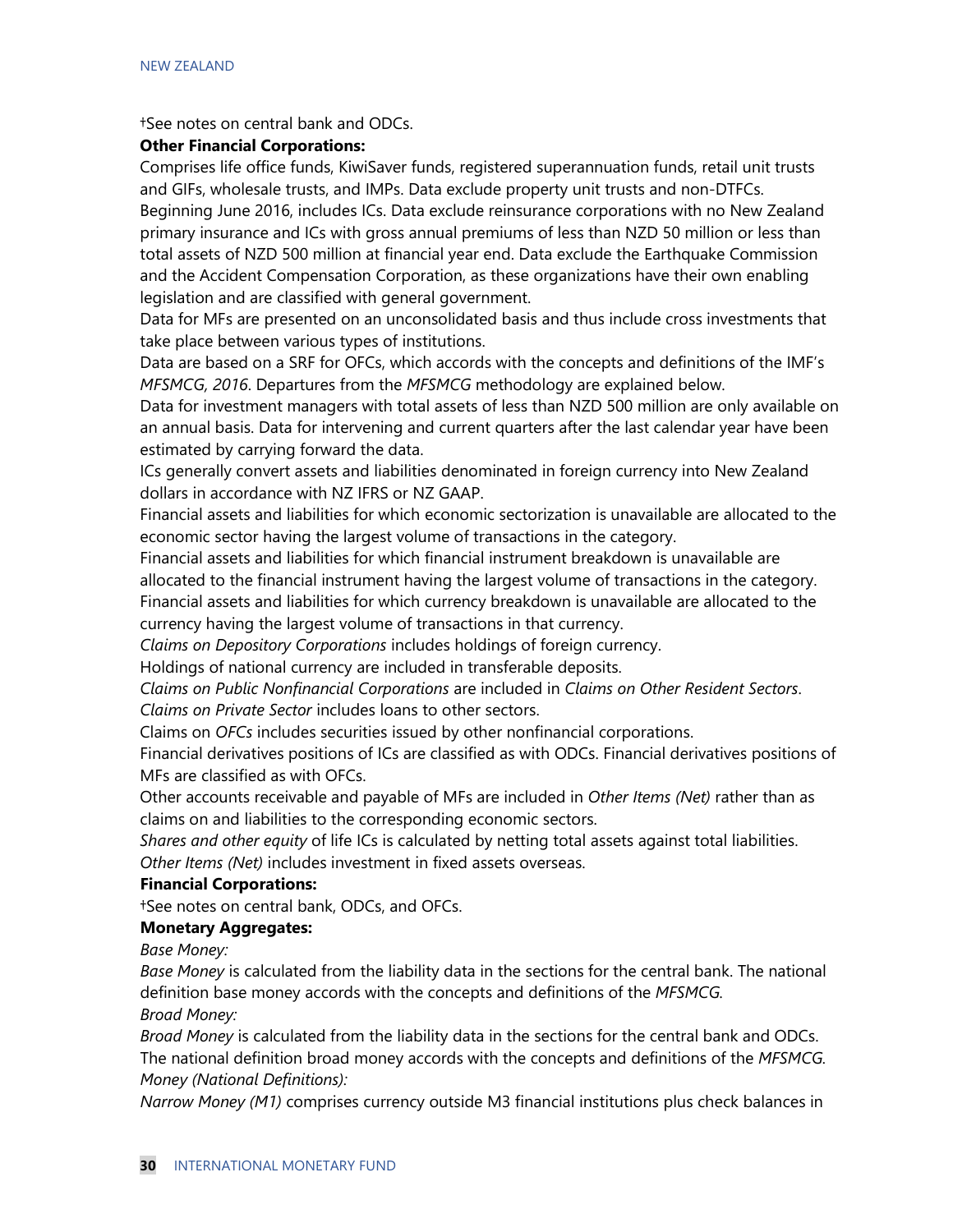†See notes on central bank and ODCs.

**Other Financial Corporations:**

Comprises life office funds, KiwiSaver funds, registered superannuation funds, retail unit trusts and GIFs, wholesale trusts, and IMPs. Data exclude property unit trusts and non-DTFCs.

Beginning June 2016, includes ICs. Data exclude reinsurance corporations with no New Zealand primary insurance and ICs with gross annual premiums of less than NZD 50 million or less than total assets of NZD 500 million at financial year end. Data exclude the Earthquake Commission and the Accident Compensation Corporation, as these organizations have their own enabling legislation and are classified with general government.

Data for MFs are presented on an unconsolidated basis and thus include cross investments that take place between various types of institutions.

Data are based on a SRF for OFCs, which accords with the concepts and definitions of the IMF's *MFSMCG, 2016*. Departures from the *MFSMCG* methodology are explained below.

Data for investment managers with total assets of less than NZD 500 million are only available on an annual basis. Data for intervening and current quarters after the last calendar year have been estimated by carrying forward the data.

ICs generally convert assets and liabilities denominated in foreign currency into New Zealand dollars in accordance with NZ IFRS or NZ GAAP.

Financial assets and liabilities for which economic sectorization is unavailable are allocated to the economic sector having the largest volume of transactions in the category.

Financial assets and liabilities for which financial instrument breakdown is unavailable are allocated to the financial instrument having the largest volume of transactions in the category.

Financial assets and liabilities for which currency breakdown is unavailable are allocated to the currency having the largest volume of transactions in that currency.

*Claims on Depository Corporations* includes holdings of foreign currency.

Holdings of national currency are included in transferable deposits.

*Claims on Public Nonfinancial Corporations* are included in *Claims on Other Resident Sectors*.

*Claims on Private Sector* includes loans to other sectors.

Claims on *OFCs* includes securities issued by other nonfinancial corporations.

Financial derivatives positions of ICs are classified as with ODCs. Financial derivatives positions of MFs are classified as with OFCs.

Other accounts receivable and payable of MFs are included in *Other Items (Net)* rather than as claims on and liabilities to the corresponding economic sectors.

*Shares and other equity* of life ICs is calculated by netting total assets against total liabilities.

*Other Items (Net)* includes investment in fixed assets overseas.

**Financial Corporations:**

†See notes on central bank, ODCs, and OFCs.

**Monetary Aggregates:**

*Base Money:*

*Base Money* is calculated from the liability data in the sections for the central bank. The national definition base money accords with the concepts and definitions of the *MFSMCG*.

*Broad Money:*

*Broad Money* is calculated from the liability data in the sections for the central bank and ODCs. The national definition broad money accords with the concepts and definitions of the *MFSMCG*.

*Money (National Definitions):*

*Narrow Money (M1)* comprises currency outside M3 financial institutions plus check balances in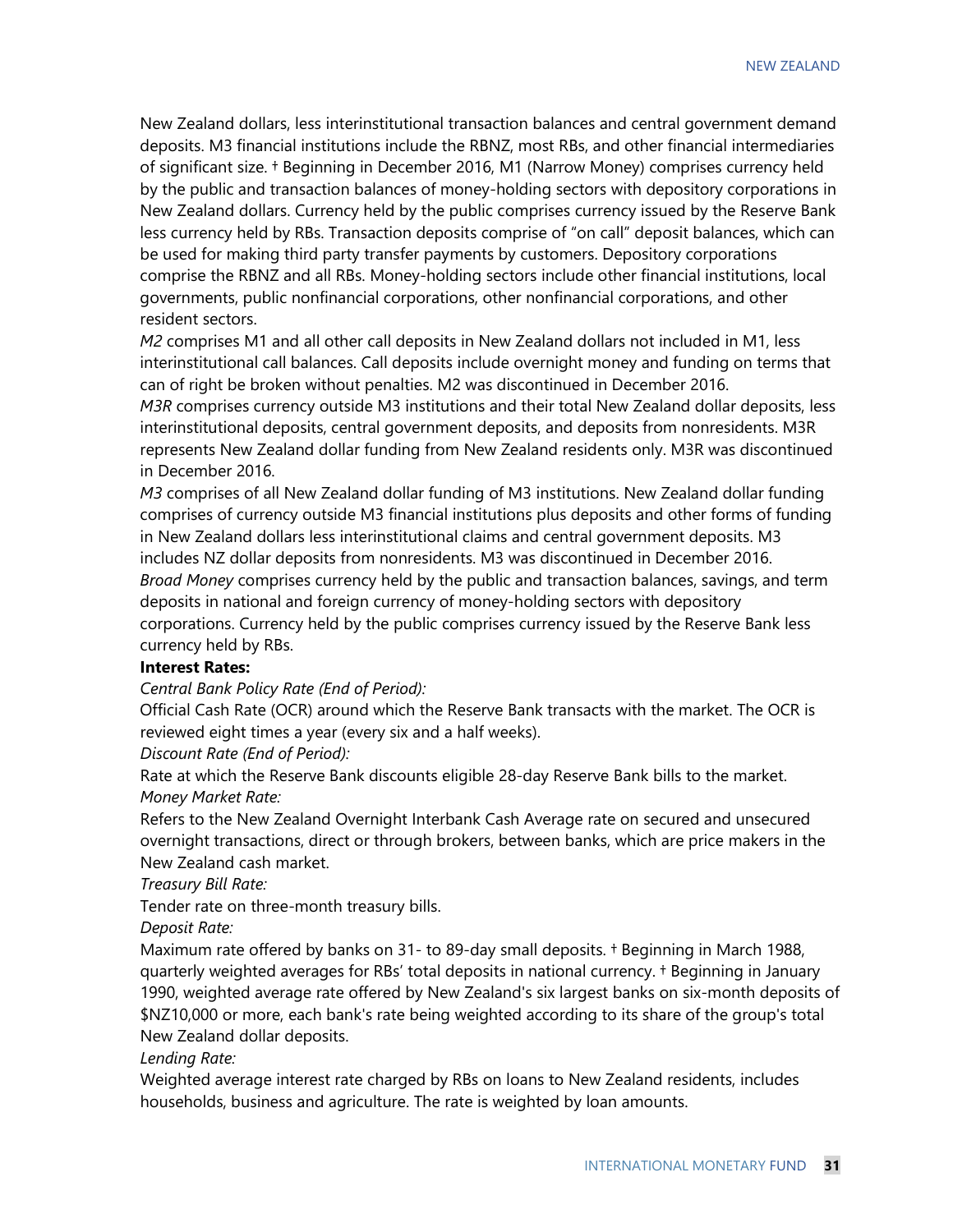New Zealand dollars, less interinstitutional transaction balances and central government demand deposits. M3 financial institutions include the RBNZ, most RBs, and other financial intermediaries of significant size. † Beginning in December 2016, M1 (Narrow Money) comprises currency held by the public and transaction balances of money-holding sectors with depository corporations in New Zealand dollars. Currency held by the public comprises currency issued by the Reserve Bank less currency held by RBs. Transaction deposits comprise of "on call" deposit balances, which can be used for making third party transfer payments by customers. Depository corporations comprise the RBNZ and all RBs. Money-holding sectors include other financial institutions, local governments, public nonfinancial corporations, other nonfinancial corporations, and other resident sectors.

*M2* comprises M1 and all other call deposits in New Zealand dollars not included in M1, less interinstitutional call balances. Call deposits include overnight money and funding on terms that can of right be broken without penalties. M2 was discontinued in December 2016.

*M3R* comprises currency outside M3 institutions and their total New Zealand dollar deposits, less interinstitutional deposits, central government deposits, and deposits from nonresidents. M3R represents New Zealand dollar funding from New Zealand residents only. M3R was discontinued in December 2016.

*M3* comprises of all New Zealand dollar funding of M3 institutions. New Zealand dollar funding comprises of currency outside M3 financial institutions plus deposits and other forms of funding in New Zealand dollars less interinstitutional claims and central government deposits. M3 includes NZ dollar deposits from nonresidents. M3 was discontinued in December 2016.

*Broad Money* comprises currency held by the public and transaction balances, savings, and term deposits in national and foreign currency of money-holding sectors with depository corporations. Currency held by the public comprises currency issued by the Reserve Bank less currency held by RBs.

**Interest Rates:**

*Central Bank Policy Rate (End of Period):*

Official Cash Rate (OCR) around which the Reserve Bank transacts with the market. The OCR is reviewed eight times a year (every six and a half weeks).

*Discount Rate (End of Period):*

Rate at which the Reserve Bank discounts eligible 28-day Reserve Bank bills to the market.

*Money Market Rate:*

Refers to the New Zealand Overnight Interbank Cash Average rate on secured and unsecured overnight transactions, direct or through brokers, between banks, which are price makers in the New Zealand cash market.

*Treasury Bill Rate:*

Tender rate on three-month treasury bills.

*Deposit Rate:*

Maximum rate offered by banks on 31- to 89-day small deposits. † Beginning in March 1988, quarterly weighted averages for RBs' total deposits in national currency. † Beginning in January 1990, weighted average rate offered by New Zealand's six largest banks on six-month deposits of $NZ10,000 or more, each bank's rate being weighted according to its share of the group's total New Zealand dollar deposits.

*Lending Rate:*

Weighted average interest rate charged by RBs on loans to New Zealand residents, includes households, business and agriculture. The rate is weighted by loan amounts.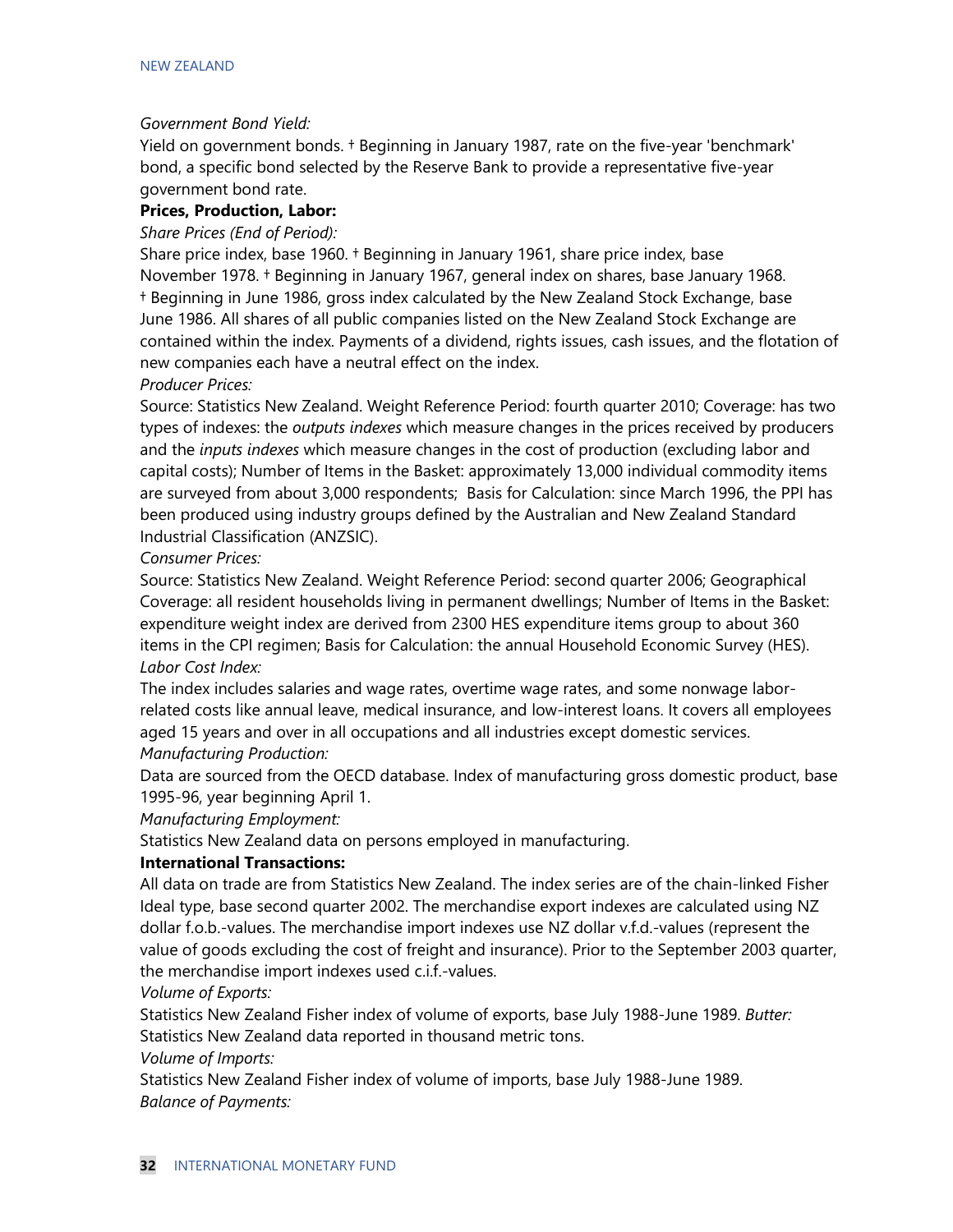*Government Bond Yield:*

Yield on government bonds. † Beginning in January 1987, rate on the five-year 'benchmark' bond, a specific bond selected by the Reserve Bank to provide a representative five-year government bond rate.

**Prices, Production, Labor:**

*Share Prices (End of Period):*

Share price index, base 1960. † Beginning in January 1961, share price index, base November 1978. † Beginning in January 1967, general index on shares, base January 1968. † Beginning in June 1986, gross index calculated by the New Zealand Stock Exchange, base June 1986. All shares of all public companies listed on the New Zealand Stock Exchange are contained within the index. Payments of a dividend, rights issues, cash issues, and the flotation of new companies each have a neutral effect on the index.

*Producer Prices:*

Source: Statistics New Zealand. Weight Reference Period: fourth quarter 2010; Coverage: has two types of indexes: the *outputs indexes* which measure changes in the prices received by producers and the *inputs indexes* which measure changes in the cost of production (excluding labor and capital costs); Number of Items in the Basket: approximately 13,000 individual commodity items are surveyed from about 3,000 respondents; Basis for Calculation: since March 1996, the PPI has been produced using industry groups defined by the Australian and New Zealand Standard Industrial Classification (ANZSIC).

*Consumer Prices:*

Source: Statistics New Zealand. Weight Reference Period: second quarter 2006; Geographical Coverage: all resident households living in permanent dwellings; Number of Items in the Basket: expenditure weight index are derived from 2300 HES expenditure items group to about 360 items in the CPI regimen; Basis for Calculation: the annual Household Economic Survey (HES).

*Labor Cost Index:*

The index includes salaries and wage rates, overtime wage rates, and some nonwage labor-related costs like annual leave, medical insurance, and low-interest loans. It covers all employees aged 15 years and over in all occupations and all industries except domestic services.

*Manufacturing Production:*

Data are sourced from the OECD database. Index of manufacturing gross domestic product, base 1995-96, year beginning April 1.

*Manufacturing Employment:*

Statistics New Zealand data on persons employed in manufacturing.

**International Transactions:**

All data on trade are from Statistics New Zealand. The index series are of the chain-linked Fisher Ideal type, base second quarter 2002. The merchandise export indexes are calculated using NZ dollar f.o.b.-values. The merchandise import indexes use NZ dollar v.f.d.-values (represent the value of goods excluding the cost of freight and insurance). Prior to the September 2003 quarter, the merchandise import indexes used c.i.f.-values.

*Volume of Exports:*

Statistics New Zealand Fisher index of volume of exports, base July 1988-June 1989. *Butter:* Statistics New Zealand data reported in thousand metric tons.

*Volume of Imports:*

Statistics New Zealand Fisher index of volume of imports, base July 1988-June 1989.

*Balance of Payments:*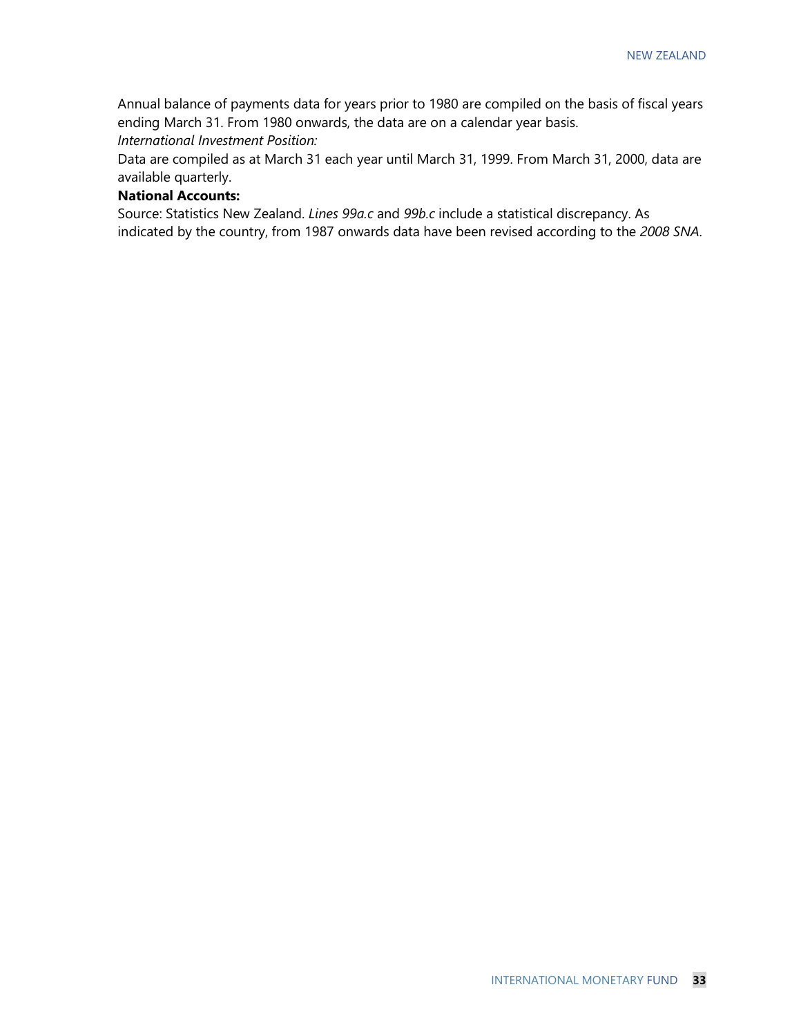Annual balance of payments data for years prior to 1980 are compiled on the basis of fiscal years ending March 31. From 1980 onwards, the data are on a calendar year basis.

*International Investment Position:*

Data are compiled as at March 31 each year until March 31, 1999. From March 31, 2000, data are available quarterly.

**National Accounts:**

Source: Statistics New Zealand. *Lines 99a.c* and *99b.c* include a statistical discrepancy. As indicated by the country, from 1987 onwards data have been revised according to the *2008 SNA*.